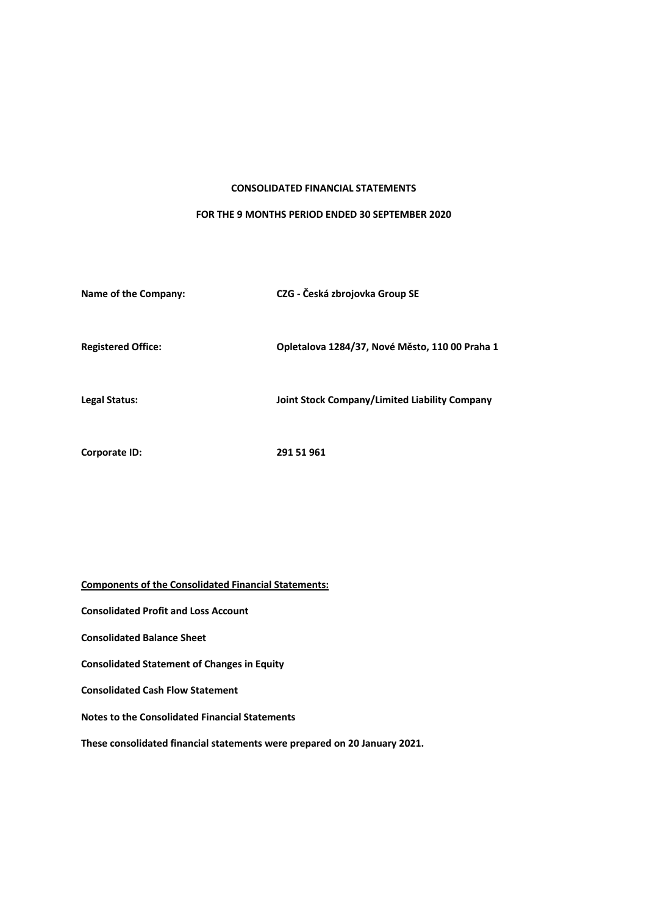**CONSOLIDATED FINANCIAL STATEMENTS**

**FOR THE 9 MONTHS PERIOD ENDED 30 SEPTEMBER 2020**

| | |
|---|---|
| **Name of the Company:** | **CZG - Česká zbrojovka Group SE** |
| **Registered Office:** | **Opletalova 1284/37, Nové Město, 110 00 Praha 1** |
| **Legal Status:** | **Joint Stock Company/Limited Liability Company** |
| **Corporate ID:** | **291 51 961** |

**Components of the Consolidated Financial Statements:**

**Consolidated Profit and Loss Account**

**Consolidated Balance Sheet**

**Consolidated Statement of Changes in Equity**

**Consolidated Cash Flow Statement**

**Notes to the Consolidated Financial Statements**

**These consolidated financial statements were prepared on 20 January 2021.**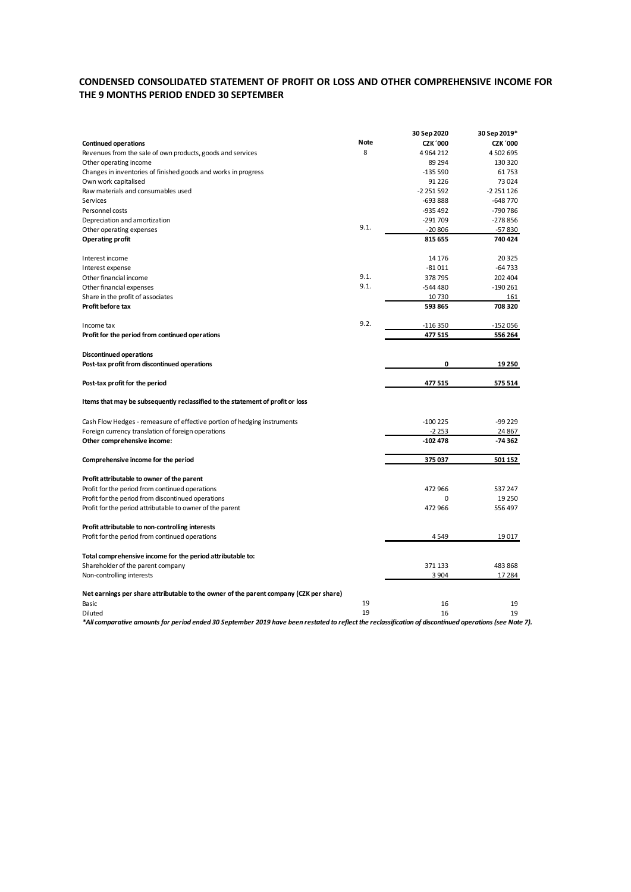## CONDENSED CONSOLIDATED STATEMENT OF PROFIT OR LOSS AND OTHER COMPREHENSIVE INCOME FOR THE 9 MONTHS PERIOD ENDED 30 SEPTEMBER

| | | 30 Sep 2020 | 30 Sep 2019* |
|---|---|---|---|
| **Continued operations** | **Note** | **CZK´000** | **CZK´000** |
| Revenues from the sale of own products, goods and services | 8 | 4 964 212 | 4 502 695 |
| Other operating income | | 89 294 | 130 320 |
| Changes in inventories of finished goods and works in progress | | -135 590 | 61 753 |
| Own work capitalised | | 91 226 | 73 024 |
| Raw materials and consumables used | | -2 251 592 | -2 251 126 |
| Services | | -693 888 | -648 770 |
| Personnel costs | | -935 492 | -790 786 |
| Depreciation and amortization | | -291 709 | -278 856 |
| Other operating expenses | 9.1. | -20 806 | -57 830 |
| **Operating profit** | | **815 655** | **740 424** |
| Interest income | | 14 176 | 20 325 |
| Interest expense | | -81 011 | -64 733 |
| Other financial income | 9.1. | 378 795 | 202 404 |
| Other financial expenses | 9.1. | -544 480 | -190 261 |
| Share in the profit of associates | | 10 730 | 161 |
| **Profit before tax** | | **593 865** | **708 320** |
| Income tax | 9.2. | -116 350 | -152 056 |
| **Profit for the period from continued operations** | | **477 515** | **556 264** |
| **Discontinued operations** | | | |
| **Post-tax profit from discontinued operations** | | **0** | **19 250** |
| **Post-tax profit for the period** | | **477 515** | **575 514** |
| **Items that may be subsequently reclassified to the statement of profit or loss** | | | |
| Cash Flow Hedges - remeasure of effective portion of hedging instruments | | -100 225 | -99 229 |
| Foreign currency translation of foreign operations | | -2 253 | 24 867 |
| **Other comprehensive income:** | | **-102 478** | **-74 362** |
| **Comprehensive income for the period** | | **375 037** | **501 152** |
| **Profit attributable to owner of the parent** | | | |
| Profit for the period from continued operations | | 472 966 | 537 247 |
| Profit for the period from discontinued operations | | 0 | 19 250 |
| Profit for the period attributable to owner of the parent | | 472 966 | 556 497 |
| **Profit attributable to non-controlling interests** | | | |
| Profit for the period from continued operations | | 4 549 | 19 017 |
| **Total comprehensive income for the period attributable to:** | | | |
| Shareholder of the parent company | | 371 133 | 483 868 |
| Non-controlling interests | | 3 904 | 17 284 |
| **Net earnings per share attributable to the owner of the parent company (CZK per share)** | | | |
| Basic | 19 | 16 | 19 |
| Diluted | 19 | 16 | 19 |

***All comparative amounts for period ended 30 September 2019 have been restated to reflect the reclassification of discontinued operations (see Note 7).***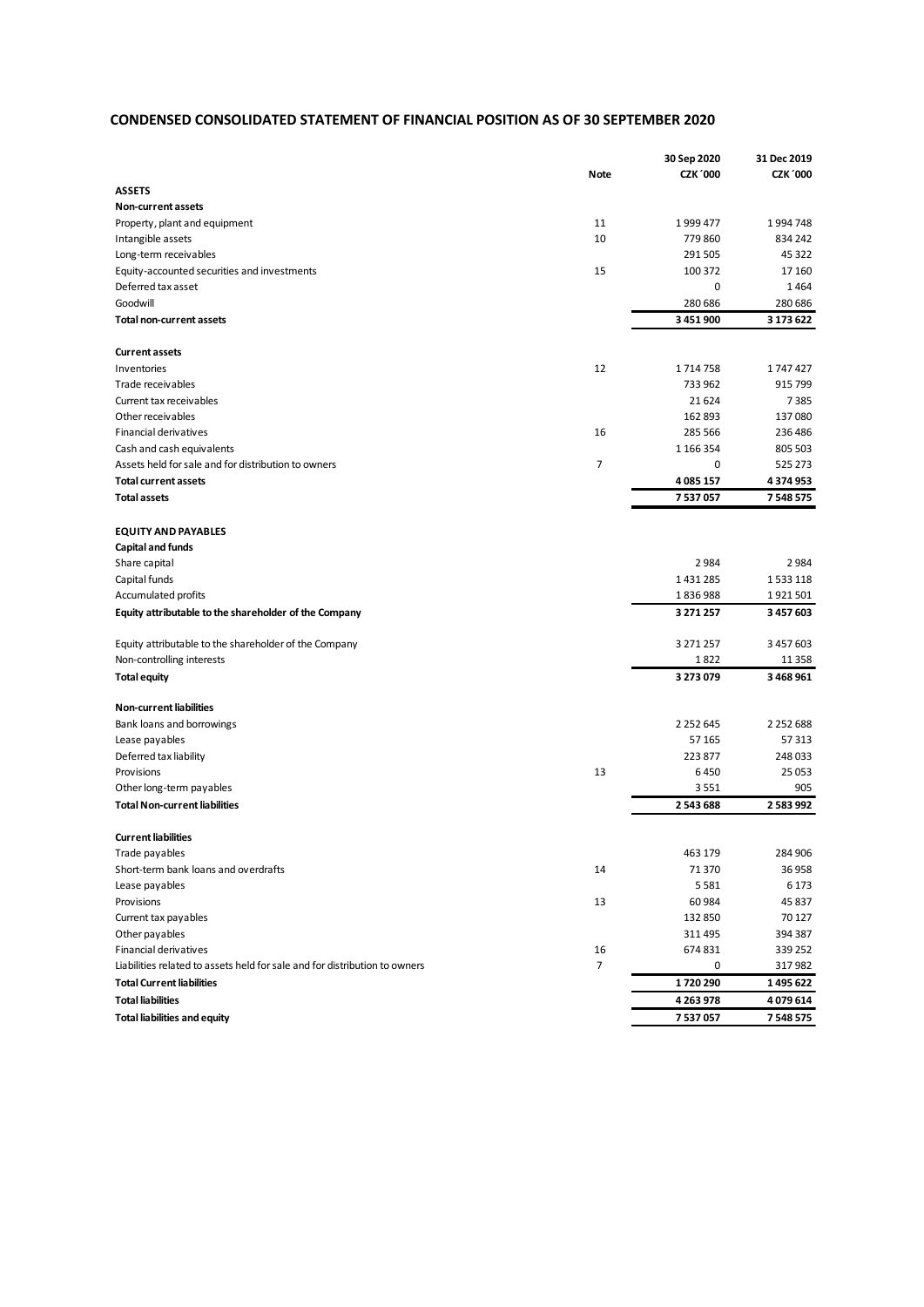# CONDENSED CONSOLIDATED STATEMENT OF FINANCIAL POSITION AS OF 30 SEPTEMBER 2020

| | Note | 30 Sep 2020 CZK´000 | 31 Dec 2019 CZK´000 |
|---|---|---|---|
| **ASSETS** | | | |
| **Non-current assets** | | | |
| Property, plant and equipment | 11 | 1 999 477 | 1 994 748 |
| Intangible assets | 10 | 779 860 | 834 242 |
| Long-term receivables | | 291 505 | 45 322 |
| Equity-accounted securities and investments | 15 | 100 372 | 17 160 |
| Deferred tax asset | | 0 | 1 464 |
| Goodwill | | 280 686 | 280 686 |
| **Total non-current assets** | | **3 451 900** | **3 173 622** |
| | | | |
| **Current assets** | | | |
| Inventories | 12 | 1 714 758 | 1 747 427 |
| Trade receivables | | 733 962 | 915 799 |
| Current tax receivables | | 21 624 | 7 385 |
| Other receivables | | 162 893 | 137 080 |
| Financial derivatives | 16 | 285 566 | 236 486 |
| Cash and cash equivalents | | 1 166 354 | 805 503 |
| Assets held for sale and for distribution to owners | 7 | 0 | 525 273 |
| **Total current assets** | | **4 085 157** | **4 374 953** |
| **Total assets** | | **7 537 057** | **7 548 575** |
| | | | |
| **EQUITY AND PAYABLES** | | | |
| **Capital and funds** | | | |
| Share capital | | 2 984 | 2 984 |
| Capital funds | | 1 431 285 | 1 533 118 |
| Accumulated profits | | 1 836 988 | 1 921 501 |
| **Equity attributable to the shareholder of the Company** | | **3 271 257** | **3 457 603** |
| | | | |
| Equity attributable to the shareholder of the Company | | 3 271 257 | 3 457 603 |
| Non-controlling interests | | 1 822 | 11 358 |
| **Total equity** | | **3 273 079** | **3 468 961** |
| | | | |
| **Non-current liabilities** | | | |
| Bank loans and borrowings | | 2 252 645 | 2 252 688 |
| Lease payables | | 57 165 | 57 313 |
| Deferred tax liability | | 223 877 | 248 033 |
| Provisions | 13 | 6 450 | 25 053 |
| Other long-term payables | | 3 551 | 905 |
| **Total Non-current liabilities** | | **2 543 688** | **2 583 992** |
| | | | |
| **Current liabilities** | | | |
| Trade payables | | 463 179 | 284 906 |
| Short-term bank loans and overdrafts | 14 | 71 370 | 36 958 |
| Lease payables | | 5 581 | 6 173 |
| Provisions | 13 | 60 984 | 45 837 |
| Current tax payables | | 132 850 | 70 127 |
| Other payables | | 311 495 | 394 387 |
| Financial derivatives | 16 | 674 831 | 339 252 |
| Liabilities related to assets held for sale and for distribution to owners | 7 | 0 | 317 982 |
| **Total Current liabilities** | | **1 720 290** | **1 495 622** |
| **Total liabilities** | | **4 263 978** | **4 079 614** |
| **Total liabilities and equity** | | **7 537 057** | **7 548 575** |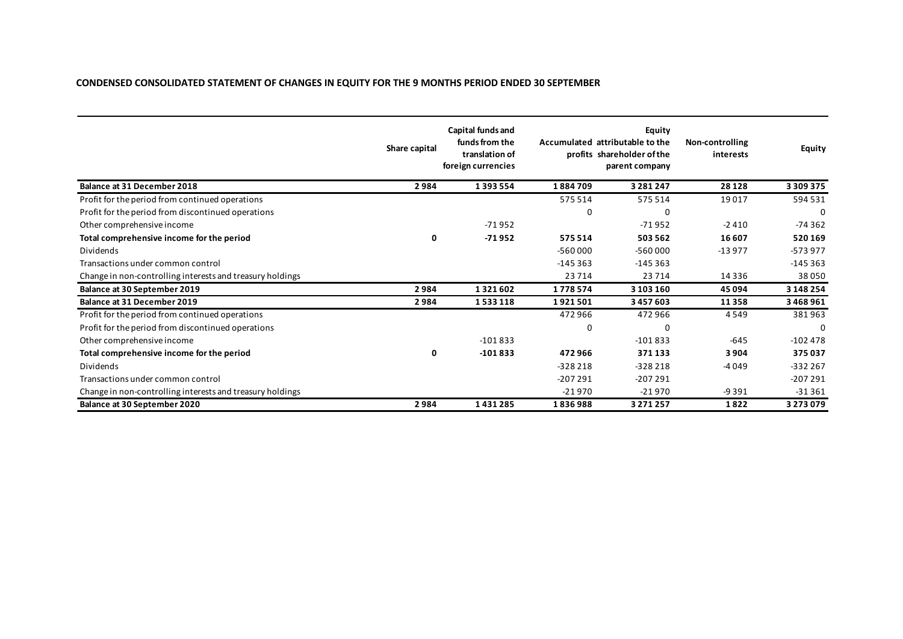**CONDENSED CONSOLIDATED STATEMENT OF CHANGES IN EQUITY FOR THE 9 MONTHS PERIOD ENDED 30 SEPTEMBER**

| | Share capital | Capital funds and funds from the translation of foreign currencies | Accumulated profits | Equity attributable to the shareholder of the parent company | Non-controlling interests | Equity |
|---|---|---|---|---|---|---|
| **Balance at 31 December 2018** | **2 984** | **1 393 554** | **1 884 709** | **3 281 247** | **28 128** | **3 309 375** |
| Profit for the period from continued operations | | | 575 514 | 575 514 | 19 017 | 594 531 |
| Profit for the period from discontinued operations | | | 0 | 0 | | 0 |
| Other comprehensive income | | -71 952 | | -71 952 | -2 410 | -74 362 |
| **Total comprehensive income for the period** | **0** | **-71 952** | **575 514** | **503 562** | **16 607** | **520 169** |
| Dividends | | | -560 000 | -560 000 | -13 977 | -573 977 |
| Transactions under common control | | | -145 363 | -145 363 | | -145 363 |
| Change in non-controlling interests and treasury holdings | | | 23 714 | 23 714 | 14 336 | 38 050 |
| **Balance at 30 September 2019** | **2 984** | **1 321 602** | **1 778 574** | **3 103 160** | **45 094** | **3 148 254** |
| **Balance at 31 December 2019** | **2 984** | **1 533 118** | **1 921 501** | **3 457 603** | **11 358** | **3 468 961** |
| Profit for the period from continued operations | | | 472 966 | 472 966 | 4 549 | 381 963 |
| Profit for the period from discontinued operations | | | 0 | 0 | | 0 |
| Other comprehensive income | | -101 833 | | -101 833 | -645 | -102 478 |
| **Total comprehensive income for the period** | **0** | **-101 833** | **472 966** | **371 133** | **3 904** | **375 037** |
| Dividends | | | -328 218 | -328 218 | -4 049 | -332 267 |
| Transactions under common control | | | -207 291 | -207 291 | | -207 291 |
| Change in non-controlling interests and treasury holdings | | | -21 970 | -21 970 | -9 391 | -31 361 |
| **Balance at 30 September 2020** | **2 984** | **1 431 285** | **1 836 988** | **3 271 257** | **1 822** | **3 273 079** |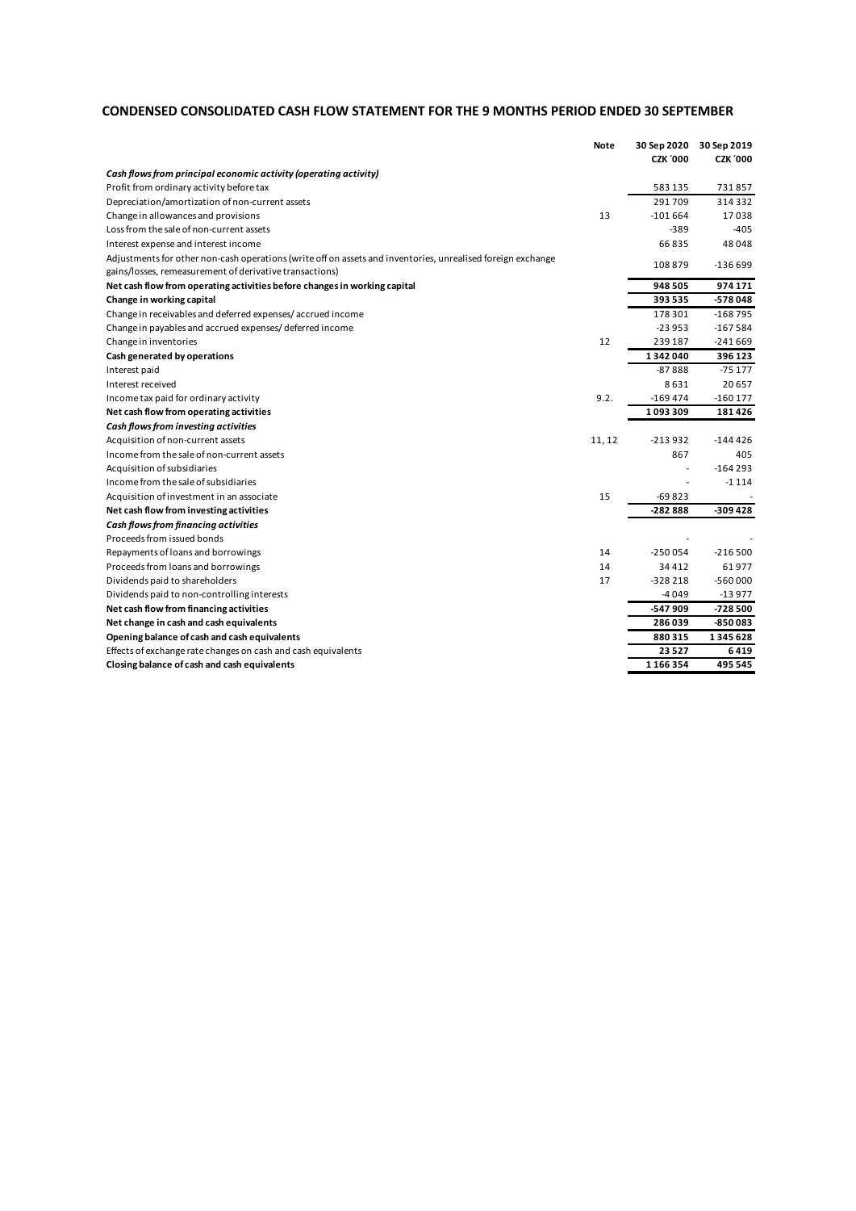## CONDENSED CONSOLIDATED CASH FLOW STATEMENT FOR THE 9 MONTHS PERIOD ENDED 30 SEPTEMBER

| | Note | 30 Sep 2020 CZK ´000 | 30 Sep 2019 CZK ´000 |
|---|---|---|---|
| ***Cash flows from principal economic activity (operating activity)*** | | | |
| Profit from ordinary activity before tax | | 583 135 | 731 857 |
| Depreciation/amortization of non-current assets | | 291 709 | 314 332 |
| Change in allowances and provisions | 13 | -101 664 | 17 038 |
| Loss from the sale of non-current assets | | -389 | -405 |
| Interest expense and interest income | | 66 835 | 48 048 |
| Adjustments for other non-cash operations (write off on assets and inventories, unrealised foreign exchange gains/losses, remeasurement of derivative transactions) | | 108 879 | -136 699 |
| **Net cash flow from operating activities before changes in working capital** | | **948 505** | **974 171** |
| **Change in working capital** | | **393 535** | **-578 048** |
| Change in receivables and deferred expenses/ accrued income | | 178 301 | -168 795 |
| Change in payables and accrued expenses/ deferred income | | -23 953 | -167 584 |
| Change in inventories | 12 | 239 187 | -241 669 |
| **Cash generated by operations** | | **1 342 040** | **396 123** |
| Interest paid | | -87 888 | -75 177 |
| Interest received | | 8 631 | 20 657 |
| Income tax paid for ordinary activity | 9.2. | -169 474 | -160 177 |
| **Net cash flow from operating activities** | | **1 093 309** | **181 426** |
| ***Cash flows from investing activities*** | | | |
| Acquisition of non-current assets | 11, 12 | -213 932 | -144 426 |
| Income from the sale of non-current assets | | 867 | 405 |
| Acquisition of subsidiaries | | - | -164 293 |
| Income from the sale of subsidiaries | | - | -1 114 |
| Acquisition of investment in an associate | 15 | -69 823 | - |
| **Net cash flow from investing activities** | | **-282 888** | **-309 428** |
| ***Cash flows from financing activities*** | | | |
| Proceeds from issued bonds | | - | - |
| Repayments of loans and borrowings | 14 | -250 054 | -216 500 |
| Proceeds from loans and borrowings | 14 | 34 412 | 61 977 |
| Dividends paid to shareholders | 17 | -328 218 | -560 000 |
| Dividends paid to non-controlling interests | | -4 049 | -13 977 |
| **Net cash flow from financing activities** | | **-547 909** | **-728 500** |
| **Net change in cash and cash equivalents** | | **286 039** | **-850 083** |
| **Opening balance of cash and cash equivalents** | | **880 315** | **1 345 628** |
| Effects of exchange rate changes on cash and cash equivalents | | **23 527** | **6 419** |
| **Closing balance of cash and cash equivalents** | | **1 166 354** | **495 545** |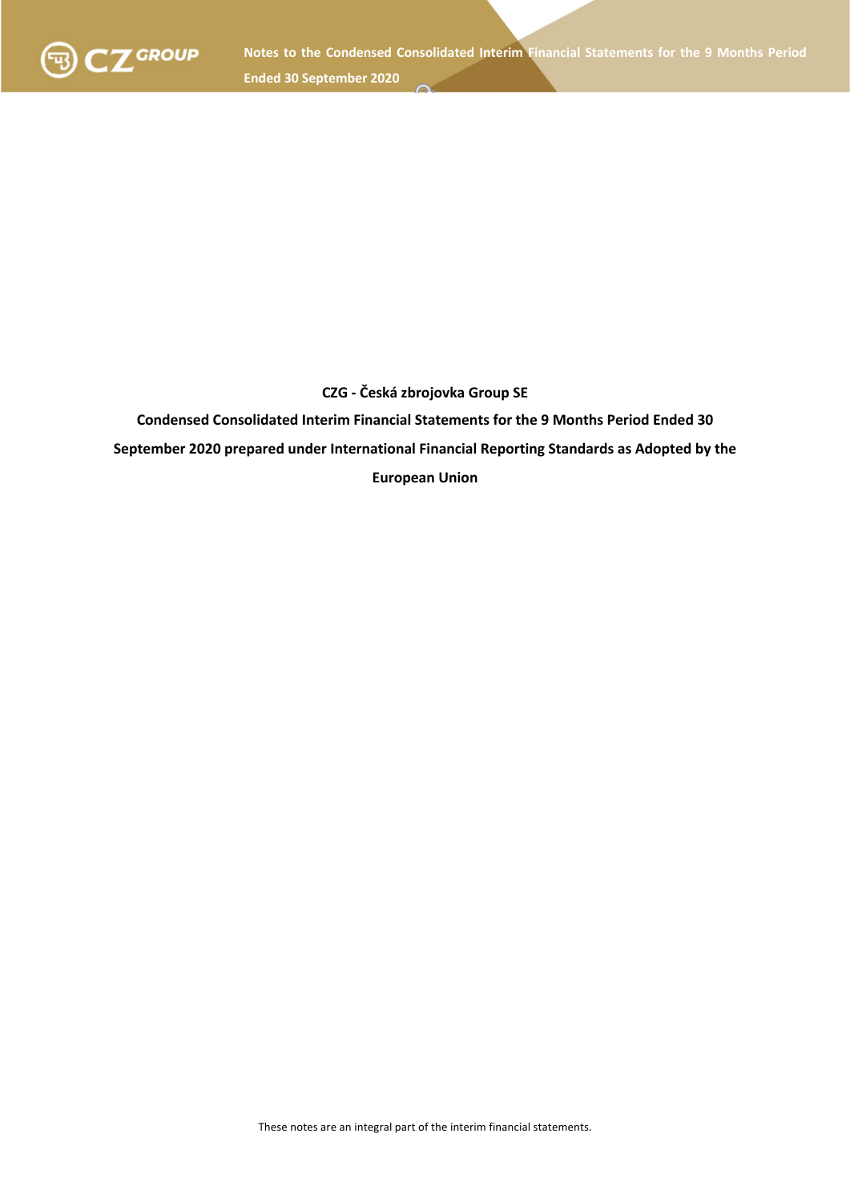**CZG - Česká zbrojovka Group SE**

**Condensed Consolidated Interim Financial Statements for the 9 Months Period Ended 30 September 2020 prepared under International Financial Reporting Standards as Adopted by the European Union**

These notes are an integral part of the interim financial statements.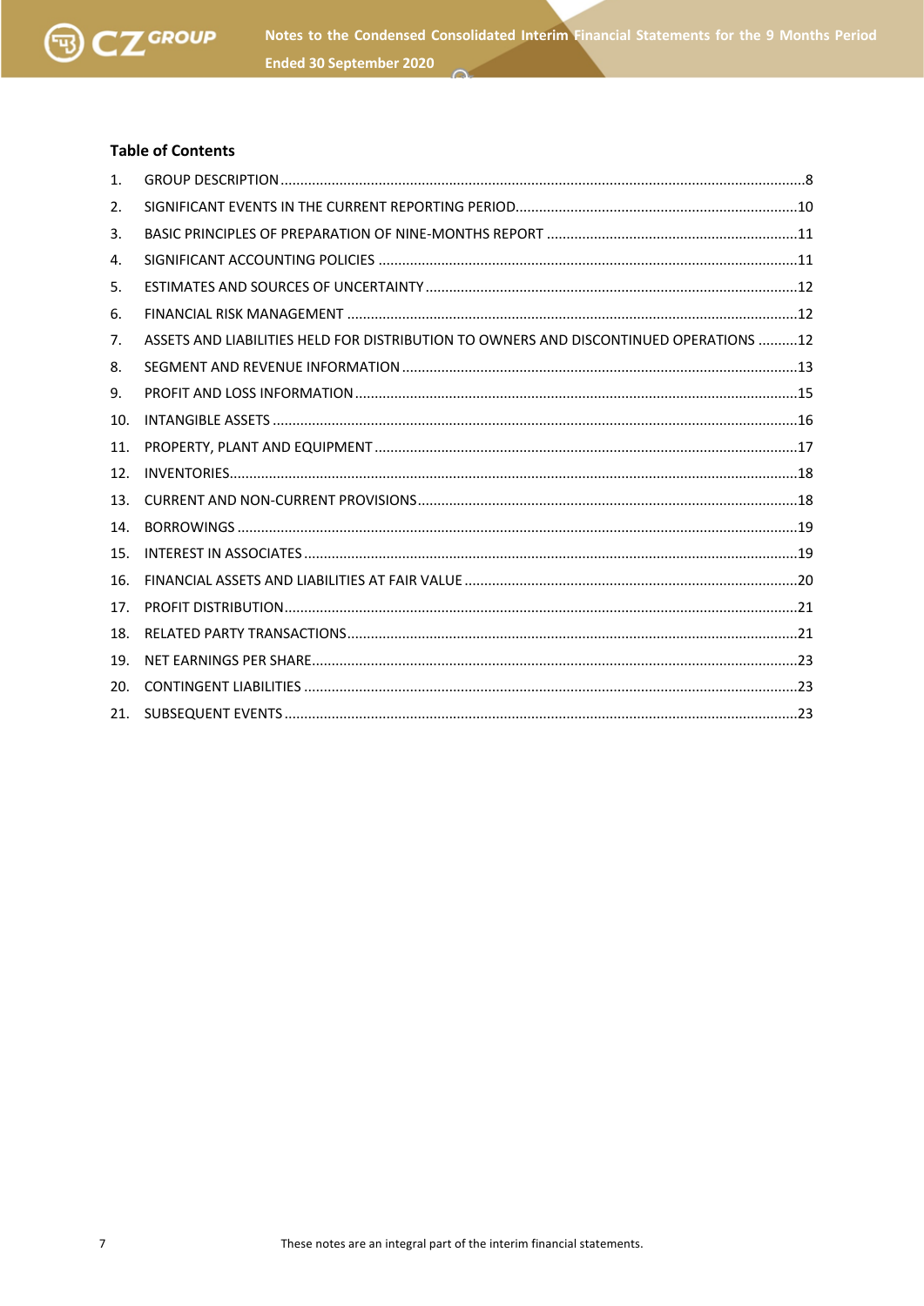## Table of Contents

| | | |
|---|---|---|
| 1. | GROUP DESCRIPTION | 8 |
| 2. | SIGNIFICANT EVENTS IN THE CURRENT REPORTING PERIOD | 10 |
| 3. | BASIC PRINCIPLES OF PREPARATION OF NINE-MONTHS REPORT | 11 |
| 4. | SIGNIFICANT ACCOUNTING POLICIES | 11 |
| 5. | ESTIMATES AND SOURCES OF UNCERTAINTY | 12 |
| 6. | FINANCIAL RISK MANAGEMENT | 12 |
| 7. | ASSETS AND LIABILITIES HELD FOR DISTRIBUTION TO OWNERS AND DISCONTINUED OPERATIONS | 12 |
| 8. | SEGMENT AND REVENUE INFORMATION | 13 |
| 9. | PROFIT AND LOSS INFORMATION | 15 |
| 10. | INTANGIBLE ASSETS | 16 |
| 11. | PROPERTY, PLANT AND EQUIPMENT | 17 |
| 12. | INVENTORIES | 18 |
| 13. | CURRENT AND NON-CURRENT PROVISIONS | 18 |
| 14. | BORROWINGS | 19 |
| 15. | INTEREST IN ASSOCIATES | 19 |
| 16. | FINANCIAL ASSETS AND LIABILITIES AT FAIR VALUE | 20 |
| 17. | PROFIT DISTRIBUTION | 21 |
| 18. | RELATED PARTY TRANSACTIONS | 21 |
| 19. | NET EARNINGS PER SHARE | 23 |
| 20. | CONTINGENT LIABILITIES | 23 |
| 21. | SUBSEQUENT EVENTS | 23 |

These notes are an integral part of the interim financial statements.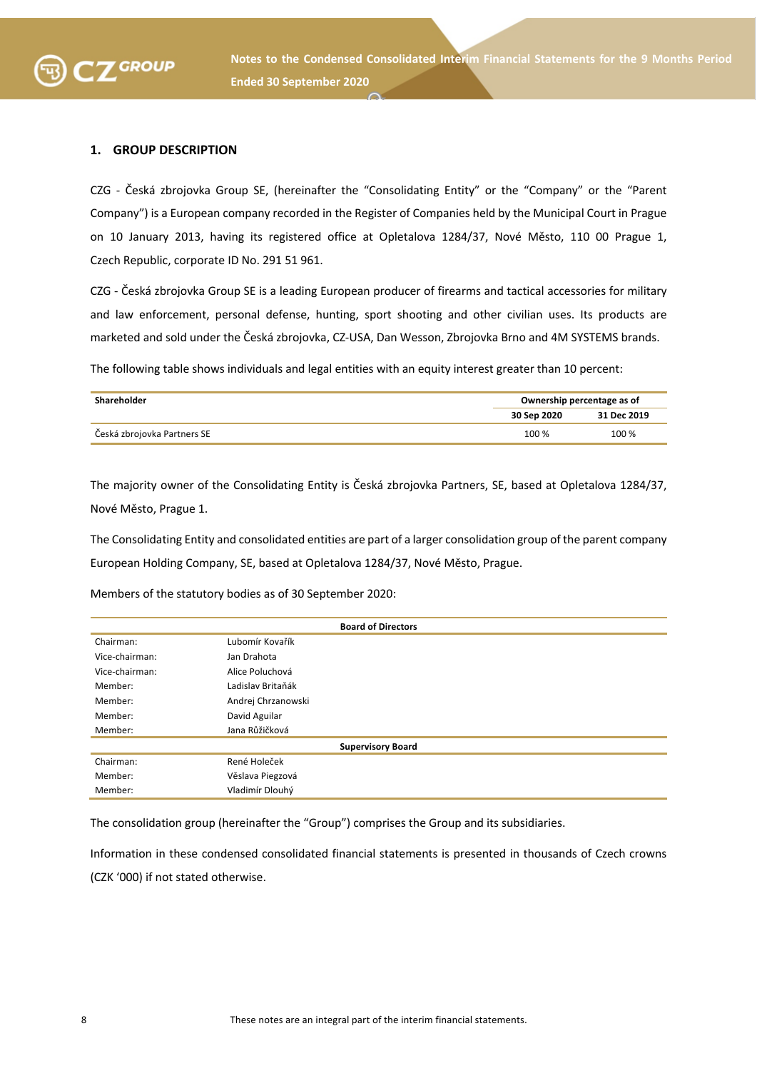## 1. GROUP DESCRIPTION

CZG - Česká zbrojovka Group SE, (hereinafter the "Consolidating Entity" or the "Company" or the "Parent Company") is a European company recorded in the Register of Companies held by the Municipal Court in Prague on 10 January 2013, having its registered office at Opletalova 1284/37, Nové Město, 110 00 Prague 1, Czech Republic, corporate ID No. 291 51 961.

CZG - Česká zbrojovka Group SE is a leading European producer of firearms and tactical accessories for military and law enforcement, personal defense, hunting, sport shooting and other civilian uses. Its products are marketed and sold under the Česká zbrojovka, CZ-USA, Dan Wesson, Zbrojovka Brno and 4M SYSTEMS brands.

The following table shows individuals and legal entities with an equity interest greater than 10 percent:

| Shareholder | Ownership percentage as of | |
|---|---|---|
| | 30 Sep 2020 | 31 Dec 2019 |
| Česká zbrojovka Partners SE | 100 % | 100 % |

The majority owner of the Consolidating Entity is Česká zbrojovka Partners, SE, based at Opletalova 1284/37, Nové Město, Prague 1.

The Consolidating Entity and consolidated entities are part of a larger consolidation group of the parent company European Holding Company, SE, based at Opletalova 1284/37, Nové Město, Prague.

Members of the statutory bodies as of 30 September 2020:

| Board of Directors | |
|---|---|
| Chairman: | Lubomír Kovařík |
| Vice-chairman: | Jan Drahota |
| Vice-chairman: | Alice Poluchová |
| Member: | Ladislav Britaňák |
| Member: | Andrej Chrzanowski |
| Member: | David Aguilar |
| Member: | Jana Růžičková |
| **Supervisory Board** | |
| Chairman: | René Holeček |
| Member: | Věslava Piegzová |
| Member: | Vladimír Dlouhý |

The consolidation group (hereinafter the "Group") comprises the Group and its subsidiaries.

Information in these condensed consolidated financial statements is presented in thousands of Czech crowns (CZK '000) if not stated otherwise.

These notes are an integral part of the interim financial statements.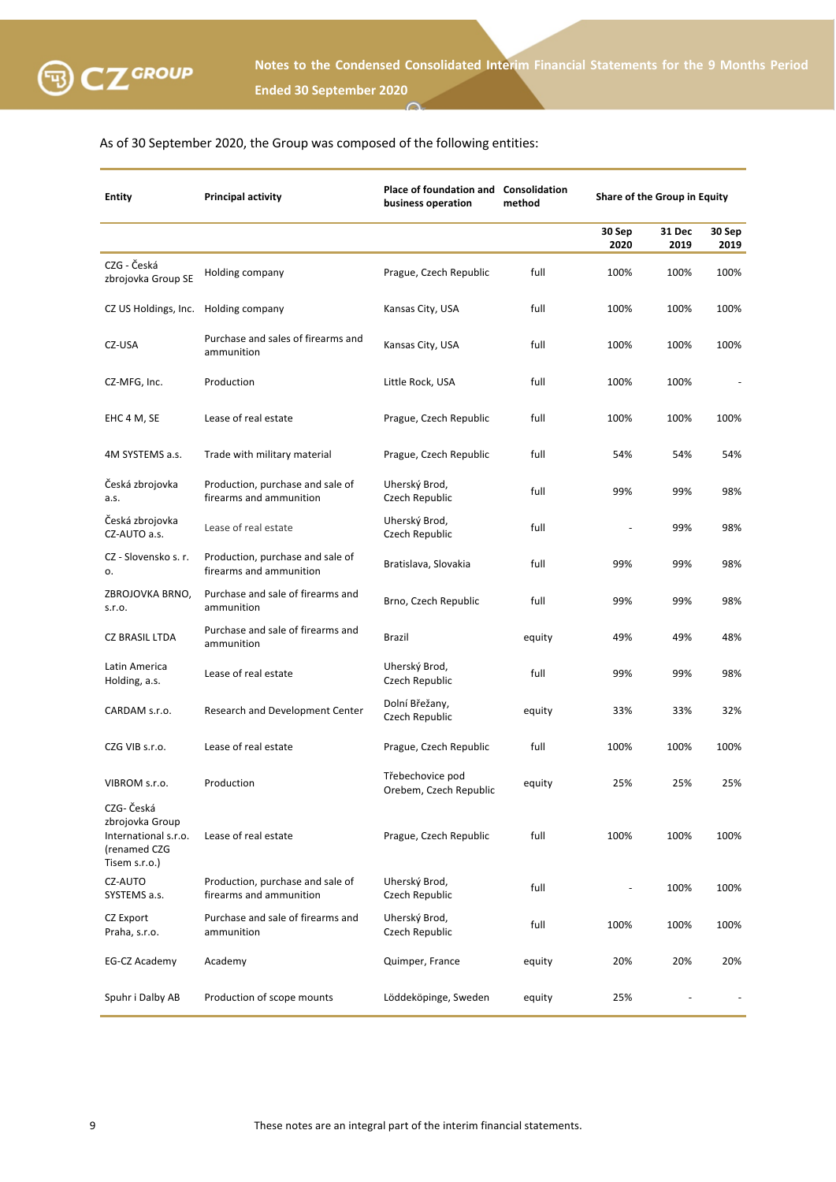As of 30 September 2020, the Group was composed of the following entities:

| Entity | Principal activity | Place of foundation and business operation | Consolidation method | Share of the Group in Equity | | |
|---|---|---|---|---|---|---|
| | | | | 30 Sep 2020 | 31 Dec 2019 | 30 Sep 2019 |
| CZG - Česká zbrojovka Group SE | Holding company | Prague, Czech Republic | full | 100% | 100% | 100% |
| CZ US Holdings, Inc. | Holding company | Kansas City, USA | full | 100% | 100% | 100% |
| CZ-USA | Purchase and sales of firearms and ammunition | Kansas City, USA | full | 100% | 100% | 100% |
| CZ-MFG, Inc. | Production | Little Rock, USA | full | 100% | 100% | - |
| EHC 4 M, SE | Lease of real estate | Prague, Czech Republic | full | 100% | 100% | 100% |
| 4M SYSTEMS a.s. | Trade with military material | Prague, Czech Republic | full | 54% | 54% | 54% |
| Česká zbrojovka a.s. | Production, purchase and sale of firearms and ammunition | Uherský Brod, Czech Republic | full | 99% | 99% | 98% |
| Česká zbrojovka CZ-AUTO a.s. | Lease of real estate | Uherský Brod, Czech Republic | full | - | 99% | 98% |
| CZ - Slovensko s. r. o. | Production, purchase and sale of firearms and ammunition | Bratislava, Slovakia | full | 99% | 99% | 98% |
| ZBROJOVKA BRNO, s.r.o. | Purchase and sale of firearms and ammunition | Brno, Czech Republic | full | 99% | 99% | 98% |
| CZ BRASIL LTDA | Purchase and sale of firearms and ammunition | Brazil | equity | 49% | 49% | 48% |
| Latin America Holding, a.s. | Lease of real estate | Uherský Brod, Czech Republic | full | 99% | 99% | 98% |
| CARDAM s.r.o. | Research and Development Center | Dolní Břežany, Czech Republic | equity | 33% | 33% | 32% |
| CZG VIB s.r.o. | Lease of real estate | Prague, Czech Republic | full | 100% | 100% | 100% |
| VIBROM s.r.o. | Production | Třebechovice pod Orebem, Czech Republic | equity | 25% | 25% | 25% |
| CZG- Česká zbrojovka Group International s.r.o. (renamed CZG Tisem s.r.o.) | Lease of real estate | Prague, Czech Republic | full | 100% | 100% | 100% |
| CZ-AUTO SYSTEMS a.s. | Production, purchase and sale of firearms and ammunition | Uherský Brod, Czech Republic | full | - | 100% | 100% |
| CZ Export Praha, s.r.o. | Purchase and sale of firearms and ammunition | Uherský Brod, Czech Republic | full | 100% | 100% | 100% |
| EG-CZ Academy | Academy | Quimper, France | equity | 20% | 20% | 20% |
| Spuhr i Dalby AB | Production of scope mounts | Löddeköpinge, Sweden | equity | 25% | - | - |

These notes are an integral part of the interim financial statements.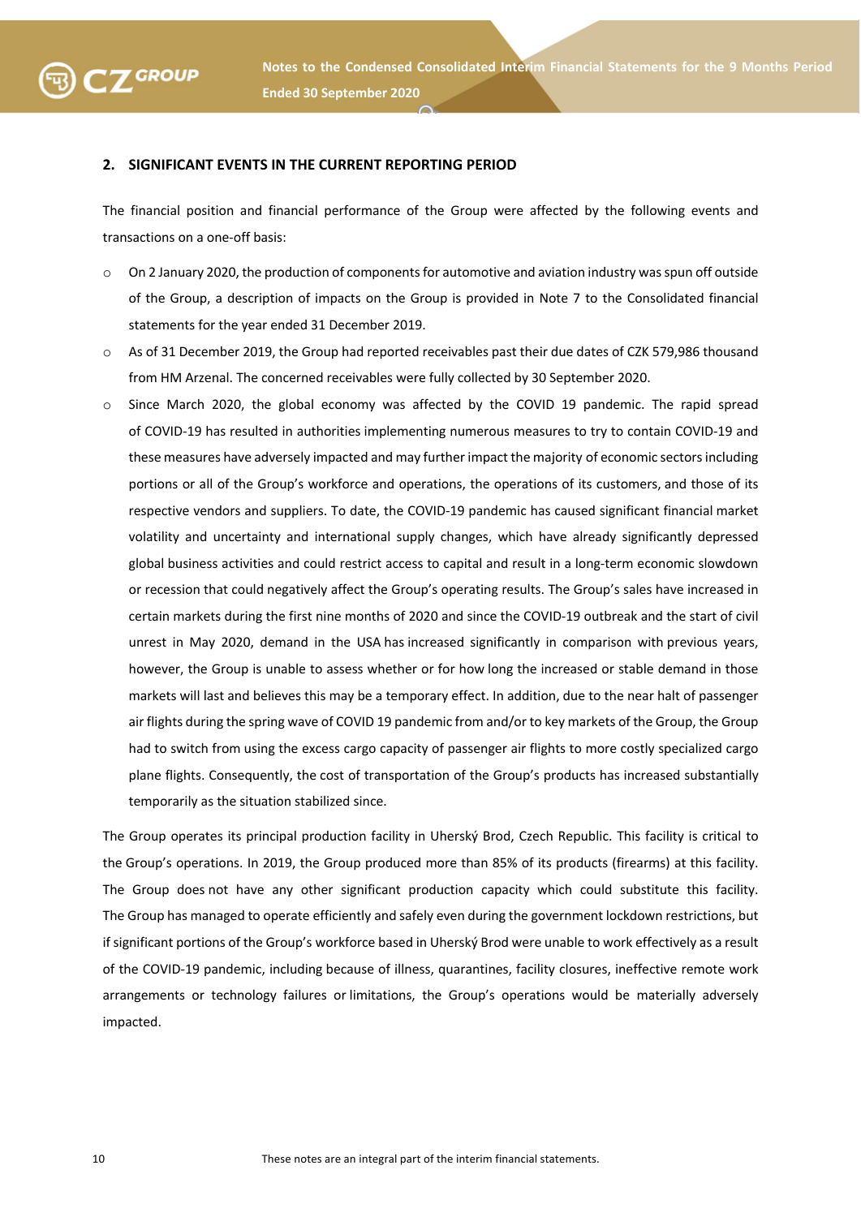## 2. SIGNIFICANT EVENTS IN THE CURRENT REPORTING PERIOD

The financial position and financial performance of the Group were affected by the following events and transactions on a one-off basis:

- On 2 January 2020, the production of components for automotive and aviation industry was spun off outside of the Group, a description of impacts on the Group is provided in Note 7 to the Consolidated financial statements for the year ended 31 December 2019.
- As of 31 December 2019, the Group had reported receivables past their due dates of CZK 579,986 thousand from HM Arzenal. The concerned receivables were fully collected by 30 September 2020.
- Since March 2020, the global economy was affected by the COVID 19 pandemic. The rapid spread of COVID-19 has resulted in authorities implementing numerous measures to try to contain COVID-19 and these measures have adversely impacted and may further impact the majority of economic sectors including portions or all of the Group's workforce and operations, the operations of its customers, and those of its respective vendors and suppliers. To date, the COVID-19 pandemic has caused significant financial market volatility and uncertainty and international supply changes, which have already significantly depressed global business activities and could restrict access to capital and result in a long-term economic slowdown or recession that could negatively affect the Group's operating results. The Group's sales have increased in certain markets during the first nine months of 2020 and since the COVID-19 outbreak and the start of civil unrest in May 2020, demand in the USA has increased significantly in comparison with previous years, however, the Group is unable to assess whether or for how long the increased or stable demand in those markets will last and believes this may be a temporary effect. In addition, due to the near halt of passenger air flights during the spring wave of COVID 19 pandemic from and/or to key markets of the Group, the Group had to switch from using the excess cargo capacity of passenger air flights to more costly specialized cargo plane flights. Consequently, the cost of transportation of the Group's products has increased substantially temporarily as the situation stabilized since.

The Group operates its principal production facility in Uherský Brod, Czech Republic. This facility is critical to the Group's operations. In 2019, the Group produced more than 85% of its products (firearms) at this facility. The Group does not have any other significant production capacity which could substitute this facility. The Group has managed to operate efficiently and safely even during the government lockdown restrictions, but if significant portions of the Group's workforce based in Uherský Brod were unable to work effectively as a result of the COVID-19 pandemic, including because of illness, quarantines, facility closures, ineffective remote work arrangements or technology failures or limitations, the Group's operations would be materially adversely impacted.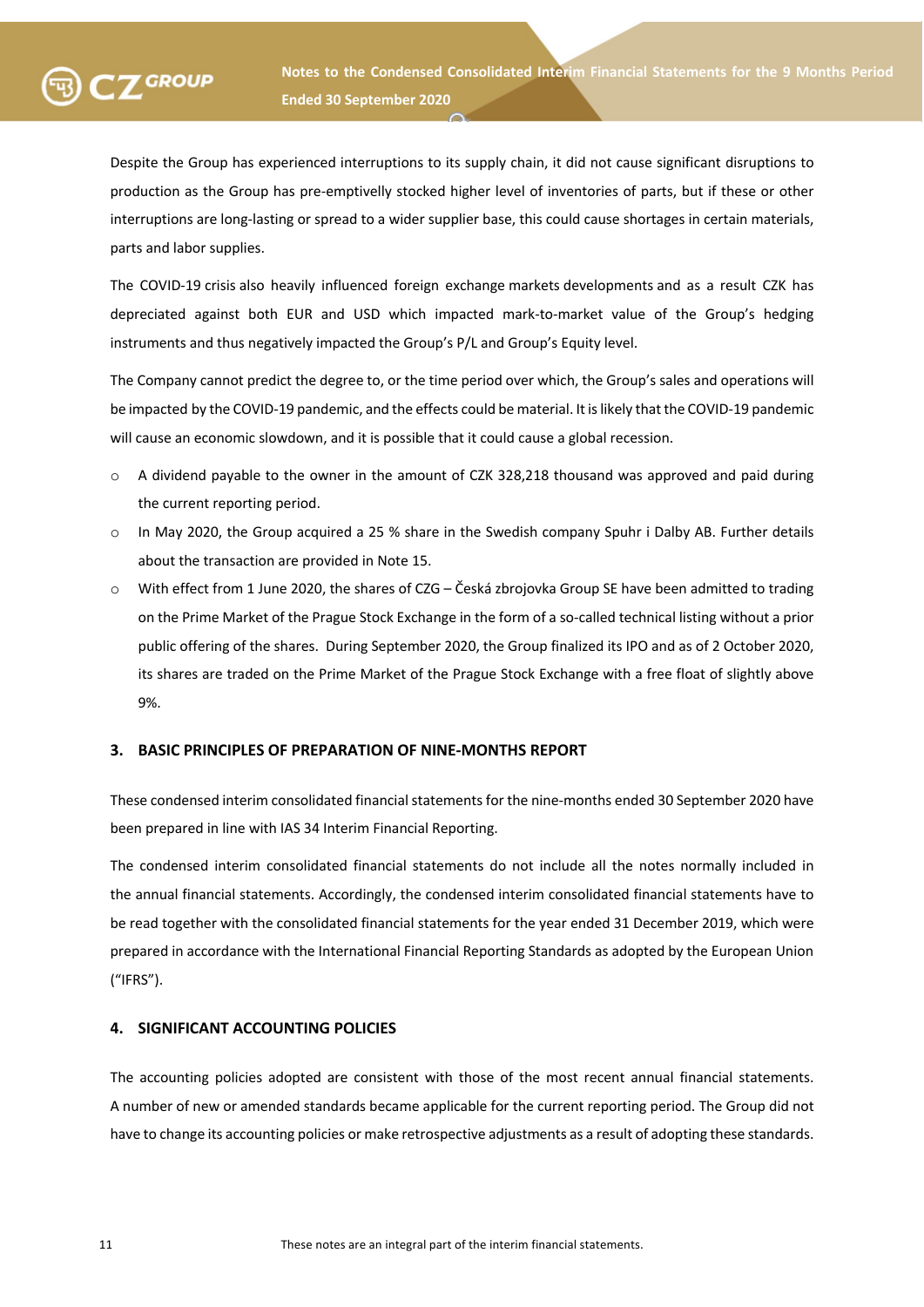Despite the Group has experienced interruptions to its supply chain, it did not cause significant disruptions to production as the Group has pre-emptivelly stocked higher level of inventories of parts, but if these or other interruptions are long-lasting or spread to a wider supplier base, this could cause shortages in certain materials, parts and labor supplies.

The COVID-19 crisis also heavily influenced foreign exchange markets developments and as a result CZK has depreciated against both EUR and USD which impacted mark-to-market value of the Group's hedging instruments and thus negatively impacted the Group's P/L and Group's Equity level.

The Company cannot predict the degree to, or the time period over which, the Group's sales and operations will be impacted by the COVID-19 pandemic, and the effects could be material. It is likely that the COVID-19 pandemic will cause an economic slowdown, and it is possible that it could cause a global recession.

- A dividend payable to the owner in the amount of CZK 328,218 thousand was approved and paid during the current reporting period.
- In May 2020, the Group acquired a 25 % share in the Swedish company Spuhr i Dalby AB. Further details about the transaction are provided in Note 15.
- With effect from 1 June 2020, the shares of CZG – Česká zbrojovka Group SE have been admitted to trading on the Prime Market of the Prague Stock Exchange in the form of a so-called technical listing without a prior public offering of the shares. During September 2020, the Group finalized its IPO and as of 2 October 2020, its shares are traded on the Prime Market of the Prague Stock Exchange with a free float of slightly above 9%.

## 3. BASIC PRINCIPLES OF PREPARATION OF NINE-MONTHS REPORT

These condensed interim consolidated financial statements for the nine-months ended 30 September 2020 have been prepared in line with IAS 34 Interim Financial Reporting.

The condensed interim consolidated financial statements do not include all the notes normally included in the annual financial statements. Accordingly, the condensed interim consolidated financial statements have to be read together with the consolidated financial statements for the year ended 31 December 2019, which were prepared in accordance with the International Financial Reporting Standards as adopted by the European Union ("IFRS").

## 4. SIGNIFICANT ACCOUNTING POLICIES

The accounting policies adopted are consistent with those of the most recent annual financial statements. A number of new or amended standards became applicable for the current reporting period. The Group did not have to change its accounting policies or make retrospective adjustments as a result of adopting these standards.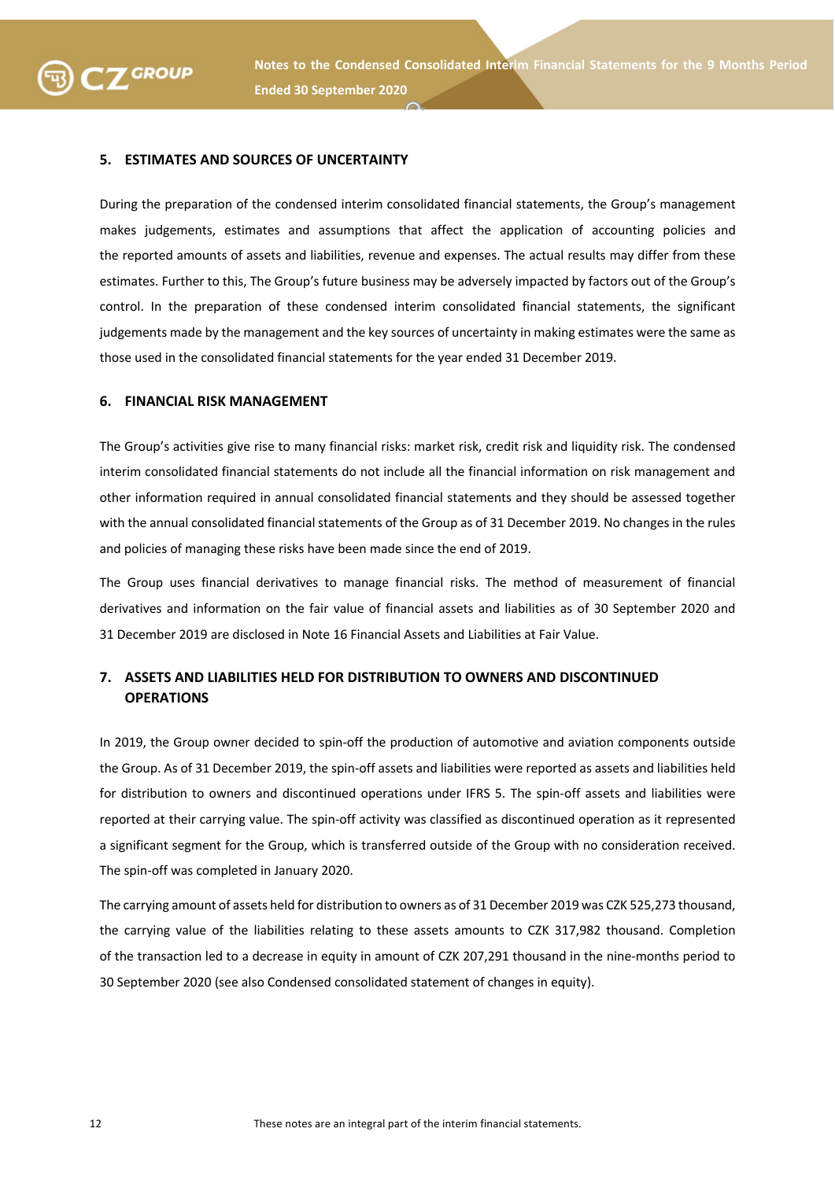## 5. ESTIMATES AND SOURCES OF UNCERTAINTY

During the preparation of the condensed interim consolidated financial statements, the Group's management makes judgements, estimates and assumptions that affect the application of accounting policies and the reported amounts of assets and liabilities, revenue and expenses. The actual results may differ from these estimates. Further to this, The Group's future business may be adversely impacted by factors out of the Group's control. In the preparation of these condensed interim consolidated financial statements, the significant judgements made by the management and the key sources of uncertainty in making estimates were the same as those used in the consolidated financial statements for the year ended 31 December 2019.

## 6. FINANCIAL RISK MANAGEMENT

The Group's activities give rise to many financial risks: market risk, credit risk and liquidity risk. The condensed interim consolidated financial statements do not include all the financial information on risk management and other information required in annual consolidated financial statements and they should be assessed together with the annual consolidated financial statements of the Group as of 31 December 2019. No changes in the rules and policies of managing these risks have been made since the end of 2019.

The Group uses financial derivatives to manage financial risks. The method of measurement of financial derivatives and information on the fair value of financial assets and liabilities as of 30 September 2020 and 31 December 2019 are disclosed in Note 16 Financial Assets and Liabilities at Fair Value.

## 7. ASSETS AND LIABILITIES HELD FOR DISTRIBUTION TO OWNERS AND DISCONTINUED OPERATIONS

In 2019, the Group owner decided to spin-off the production of automotive and aviation components outside the Group. As of 31 December 2019, the spin-off assets and liabilities were reported as assets and liabilities held for distribution to owners and discontinued operations under IFRS 5. The spin-off assets and liabilities were reported at their carrying value. The spin-off activity was classified as discontinued operation as it represented a significant segment for the Group, which is transferred outside of the Group with no consideration received. The spin-off was completed in January 2020.

The carrying amount of assets held for distribution to owners as of 31 December 2019 was CZK 525,273 thousand, the carrying value of the liabilities relating to these assets amounts to CZK 317,982 thousand. Completion of the transaction led to a decrease in equity in amount of CZK 207,291 thousand in the nine-months period to 30 September 2020 (see also Condensed consolidated statement of changes in equity).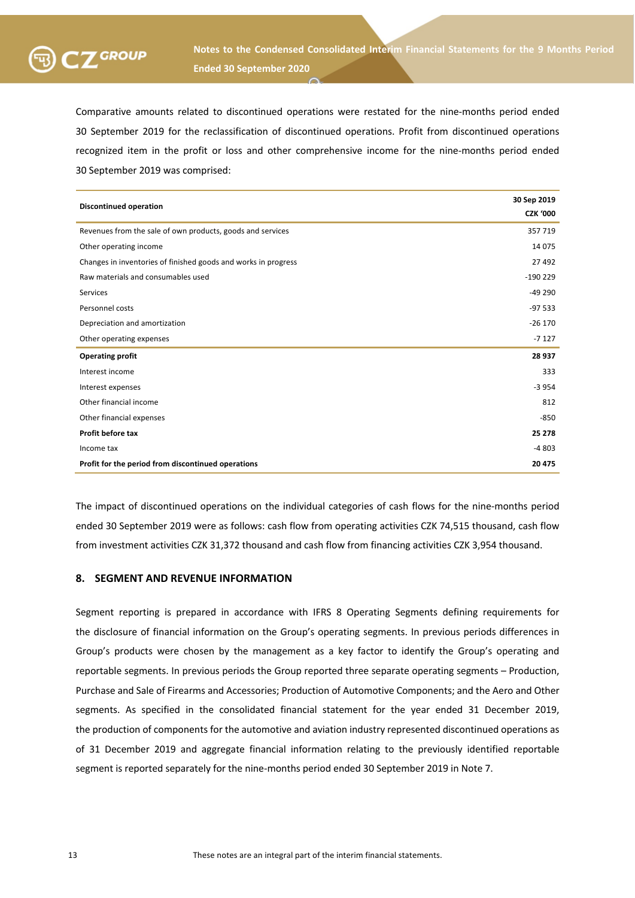Comparative amounts related to discontinued operations were restated for the nine-months period ended 30 September 2019 for the reclassification of discontinued operations. Profit from discontinued operations recognized item in the profit or loss and other comprehensive income for the nine-months period ended 30 September 2019 was comprised:

| **Discontinued operation** | **30 Sep 2019 CZK '000** |
|---|---|
| Revenues from the sale of own products, goods and services | 357 719 |
| Other operating income | 14 075 |
| Changes in inventories of finished goods and works in progress | 27 492 |
| Raw materials and consumables used | -190 229 |
| Services | -49 290 |
| Personnel costs | -97 533 |
| Depreciation and amortization | -26 170 |
| Other operating expenses | -7 127 |
| **Operating profit** | **28 937** |
| Interest income | 333 |
| Interest expenses | -3 954 |
| Other financial income | 812 |
| Other financial expenses | -850 |
| **Profit before tax** | **25 278** |
| Income tax | -4 803 |
| **Profit for the period from discontinued operations** | **20 475** |

The impact of discontinued operations on the individual categories of cash flows for the nine-months period ended 30 September 2019 were as follows: cash flow from operating activities CZK 74,515 thousand, cash flow from investment activities CZK 31,372 thousand and cash flow from financing activities CZK 3,954 thousand.

## 8. SEGMENT AND REVENUE INFORMATION

Segment reporting is prepared in accordance with IFRS 8 Operating Segments defining requirements for the disclosure of financial information on the Group's operating segments. In previous periods differences in Group's products were chosen by the management as a key factor to identify the Group's operating and reportable segments. In previous periods the Group reported three separate operating segments – Production, Purchase and Sale of Firearms and Accessories; Production of Automotive Components; and the Aero and Other segments. As specified in the consolidated financial statement for the year ended 31 December 2019, the production of components for the automotive and aviation industry represented discontinued operations as of 31 December 2019 and aggregate financial information relating to the previously identified reportable segment is reported separately for the nine-months period ended 30 September 2019 in Note 7.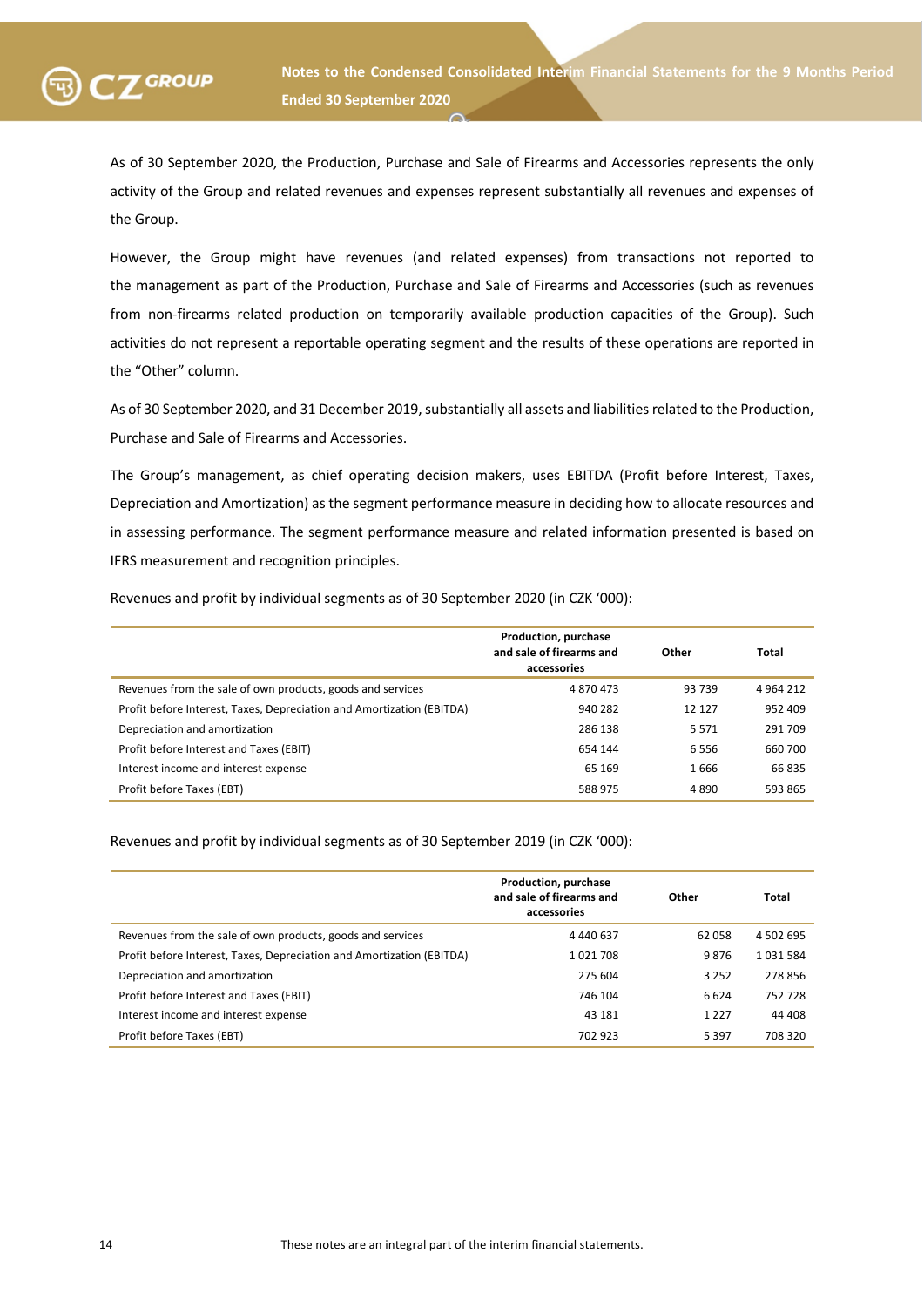As of 30 September 2020, the Production, Purchase and Sale of Firearms and Accessories represents the only activity of the Group and related revenues and expenses represent substantially all revenues and expenses of the Group.

However, the Group might have revenues (and related expenses) from transactions not reported to the management as part of the Production, Purchase and Sale of Firearms and Accessories (such as revenues from non-firearms related production on temporarily available production capacities of the Group). Such activities do not represent a reportable operating segment and the results of these operations are reported in the "Other" column.

As of 30 September 2020, and 31 December 2019, substantially all assets and liabilities related to the Production, Purchase and Sale of Firearms and Accessories.

The Group's management, as chief operating decision makers, uses EBITDA (Profit before Interest, Taxes, Depreciation and Amortization) as the segment performance measure in deciding how to allocate resources and in assessing performance. The segment performance measure and related information presented is based on IFRS measurement and recognition principles.

Revenues and profit by individual segments as of 30 September 2020 (in CZK '000):

| | Production, purchase and sale of firearms and accessories | Other | Total |
|---|---|---|---|
| Revenues from the sale of own products, goods and services | 4 870 473 | 93 739 | 4 964 212 |
| Profit before Interest, Taxes, Depreciation and Amortization (EBITDA) | 940 282 | 12 127 | 952 409 |
| Depreciation and amortization | 286 138 | 5 571 | 291 709 |
| Profit before Interest and Taxes (EBIT) | 654 144 | 6 556 | 660 700 |
| Interest income and interest expense | 65 169 | 1 666 | 66 835 |
| Profit before Taxes (EBT) | 588 975 | 4 890 | 593 865 |

Revenues and profit by individual segments as of 30 September 2019 (in CZK '000):

| | Production, purchase and sale of firearms and accessories | Other | Total |
|---|---|---|---|
| Revenues from the sale of own products, goods and services | 4 440 637 | 62 058 | 4 502 695 |
| Profit before Interest, Taxes, Depreciation and Amortization (EBITDA) | 1 021 708 | 9 876 | 1 031 584 |
| Depreciation and amortization | 275 604 | 3 252 | 278 856 |
| Profit before Interest and Taxes (EBIT) | 746 104 | 6 624 | 752 728 |
| Interest income and interest expense | 43 181 | 1 227 | 44 408 |
| Profit before Taxes (EBT) | 702 923 | 5 397 | 708 320 |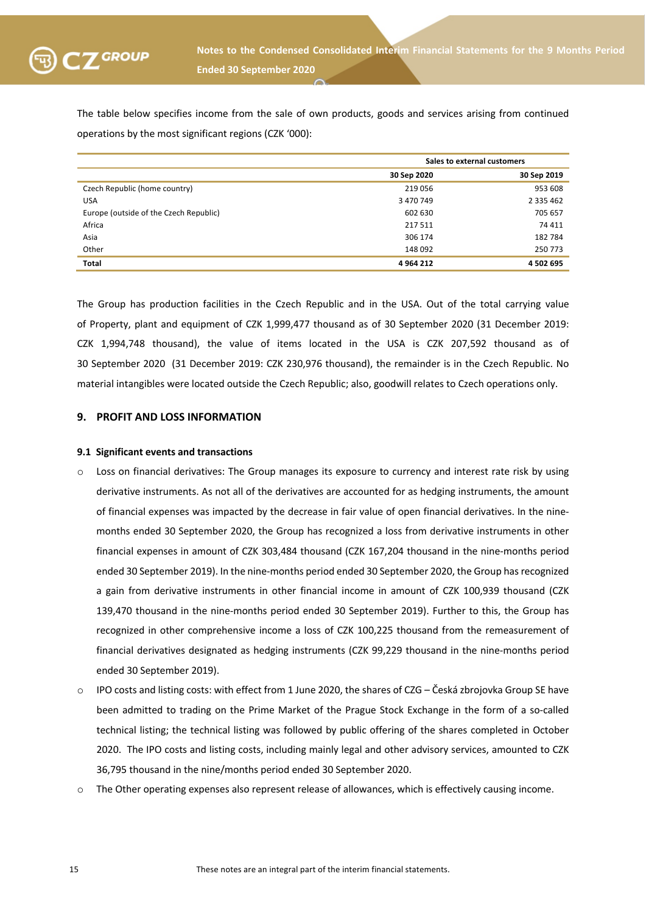The table below specifies income from the sale of own products, goods and services arising from continued operations by the most significant regions (CZK '000):

| | Sales to external customers | |
|---|---|---|
| | 30 Sep 2020 | 30 Sep 2019 |
| Czech Republic (home country) | 219 056 | 953 608 |
| USA | 3 470 749 | 2 335 462 |
| Europe (outside of the Czech Republic) | 602 630 | 705 657 |
| Africa | 217 511 | 74 411 |
| Asia | 306 174 | 182 784 |
| Other | 148 092 | 250 773 |
| **Total** | **4 964 212** | **4 502 695** |

The Group has production facilities in the Czech Republic and in the USA. Out of the total carrying value of Property, plant and equipment of CZK 1,999,477 thousand as of 30 September 2020 (31 December 2019: CZK 1,994,748 thousand), the value of items located in the USA is CZK 207,592 thousand as of 30 September 2020 (31 December 2019: CZK 230,976 thousand), the remainder is in the Czech Republic. No material intangibles were located outside the Czech Republic; also, goodwill relates to Czech operations only.

## 9. PROFIT AND LOSS INFORMATION

### 9.1 Significant events and transactions

- Loss on financial derivatives: The Group manages its exposure to currency and interest rate risk by using derivative instruments. As not all of the derivatives are accounted for as hedging instruments, the amount of financial expenses was impacted by the decrease in fair value of open financial derivatives. In the nine-months ended 30 September 2020, the Group has recognized a loss from derivative instruments in other financial expenses in amount of CZK 303,484 thousand (CZK 167,204 thousand in the nine-months period ended 30 September 2019). In the nine-months period ended 30 September 2020, the Group has recognized a gain from derivative instruments in other financial income in amount of CZK 100,939 thousand (CZK 139,470 thousand in the nine-months period ended 30 September 2019). Further to this, the Group has recognized in other comprehensive income a loss of CZK 100,225 thousand from the remeasurement of financial derivatives designated as hedging instruments (CZK 99,229 thousand in the nine-months period ended 30 September 2019).
- IPO costs and listing costs: with effect from 1 June 2020, the shares of CZG – Česká zbrojovka Group SE have been admitted to trading on the Prime Market of the Prague Stock Exchange in the form of a so-called technical listing; the technical listing was followed by public offering of the shares completed in October 2020. The IPO costs and listing costs, including mainly legal and other advisory services, amounted to CZK 36,795 thousand in the nine/months period ended 30 September 2020.
- The Other operating expenses also represent release of allowances, which is effectively causing income.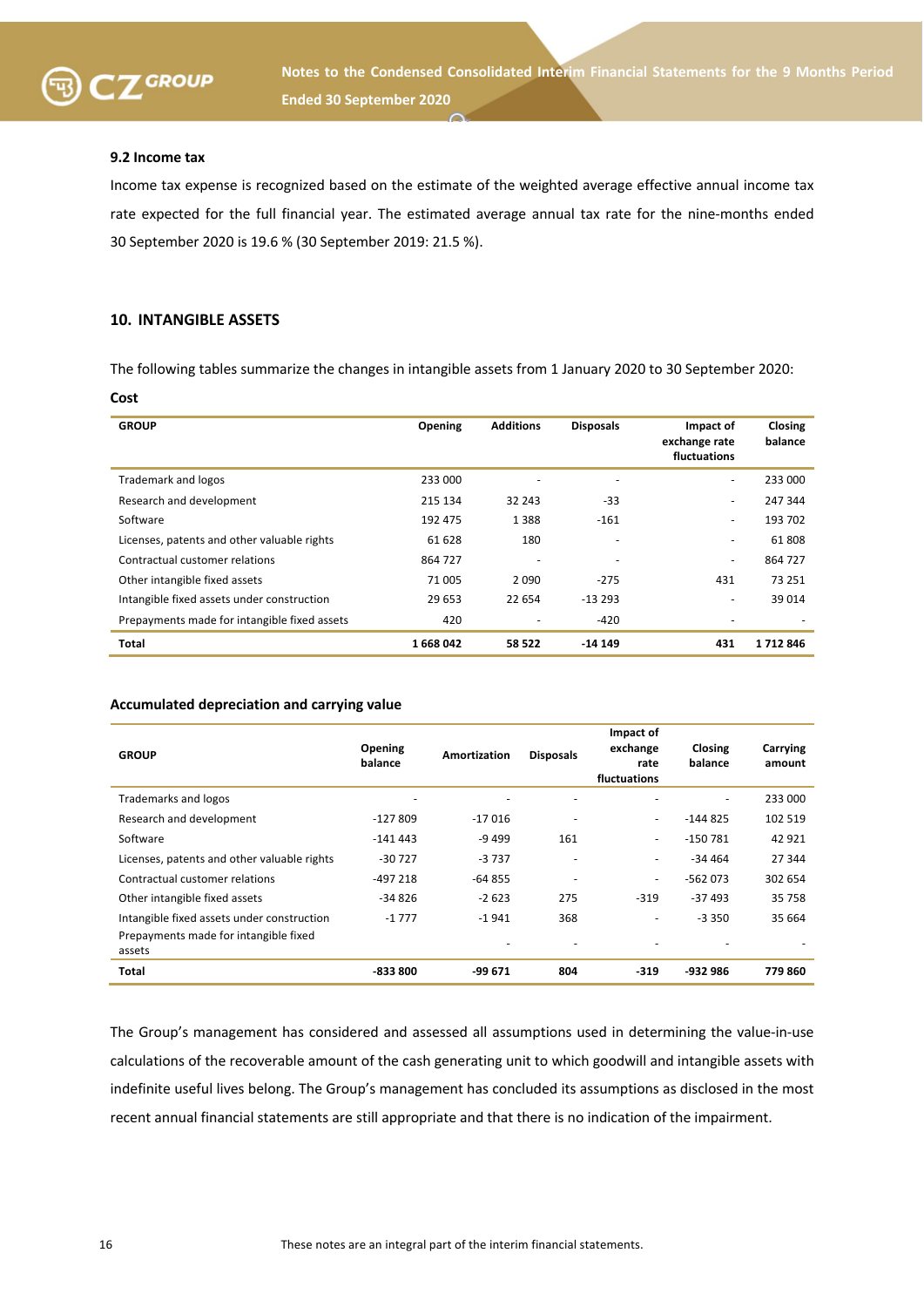### 9.2 Income tax

Income tax expense is recognized based on the estimate of the weighted average effective annual income tax rate expected for the full financial year. The estimated average annual tax rate for the nine-months ended 30 September 2020 is 19.6 % (30 September 2019: 21.5 %).

## 10. INTANGIBLE ASSETS

The following tables summarize the changes in intangible assets from 1 January 2020 to 30 September 2020:

**Cost**

| GROUP | Opening | Additions | Disposals | Impact of exchange rate fluctuations | Closing balance |
|---|---|---|---|---|---|
| Trademark and logos | 233 000 | - | - | - | 233 000 |
| Research and development | 215 134 | 32 243 | -33 | - | 247 344 |
| Software | 192 475 | 1 388 | -161 | - | 193 702 |
| Licenses, patents and other valuable rights | 61 628 | 180 | - | - | 61 808 |
| Contractual customer relations | 864 727 | - | - | - | 864 727 |
| Other intangible fixed assets | 71 005 | 2 090 | -275 | 431 | 73 251 |
| Intangible fixed assets under construction | 29 653 | 22 654 | -13 293 | - | 39 014 |
| Prepayments made for intangible fixed assets | 420 | - | -420 | - | - |
| **Total** | **1 668 042** | **58 522** | **-14 149** | **431** | **1 712 846** |

**Accumulated depreciation and carrying value**

| GROUP | Opening balance | Amortization | Disposals | Impact of exchange rate fluctuations | Closing balance | Carrying amount |
|---|---|---|---|---|---|---|
| Trademarks and logos | - | - | - | - | - | 233 000 |
| Research and development | -127 809 | -17 016 | - | - | -144 825 | 102 519 |
| Software | -141 443 | -9 499 | 161 | - | -150 781 | 42 921 |
| Licenses, patents and other valuable rights | -30 727 | -3 737 | - | - | -34 464 | 27 344 |
| Contractual customer relations | -497 218 | -64 855 | - | - | -562 073 | 302 654 |
| Other intangible fixed assets | -34 826 | -2 623 | 275 | -319 | -37 493 | 35 758 |
| Intangible fixed assets under construction | -1 777 | -1 941 | 368 | - | -3 350 | 35 664 |
| Prepayments made for intangible fixed assets | | - | - | - | - | - |
| **Total** | **-833 800** | **-99 671** | **804** | **-319** | **-932 986** | **779 860** |

The Group's management has considered and assessed all assumptions used in determining the value-in-use calculations of the recoverable amount of the cash generating unit to which goodwill and intangible assets with indefinite useful lives belong. The Group's management has concluded its assumptions as disclosed in the most recent annual financial statements are still appropriate and that there is no indication of the impairment.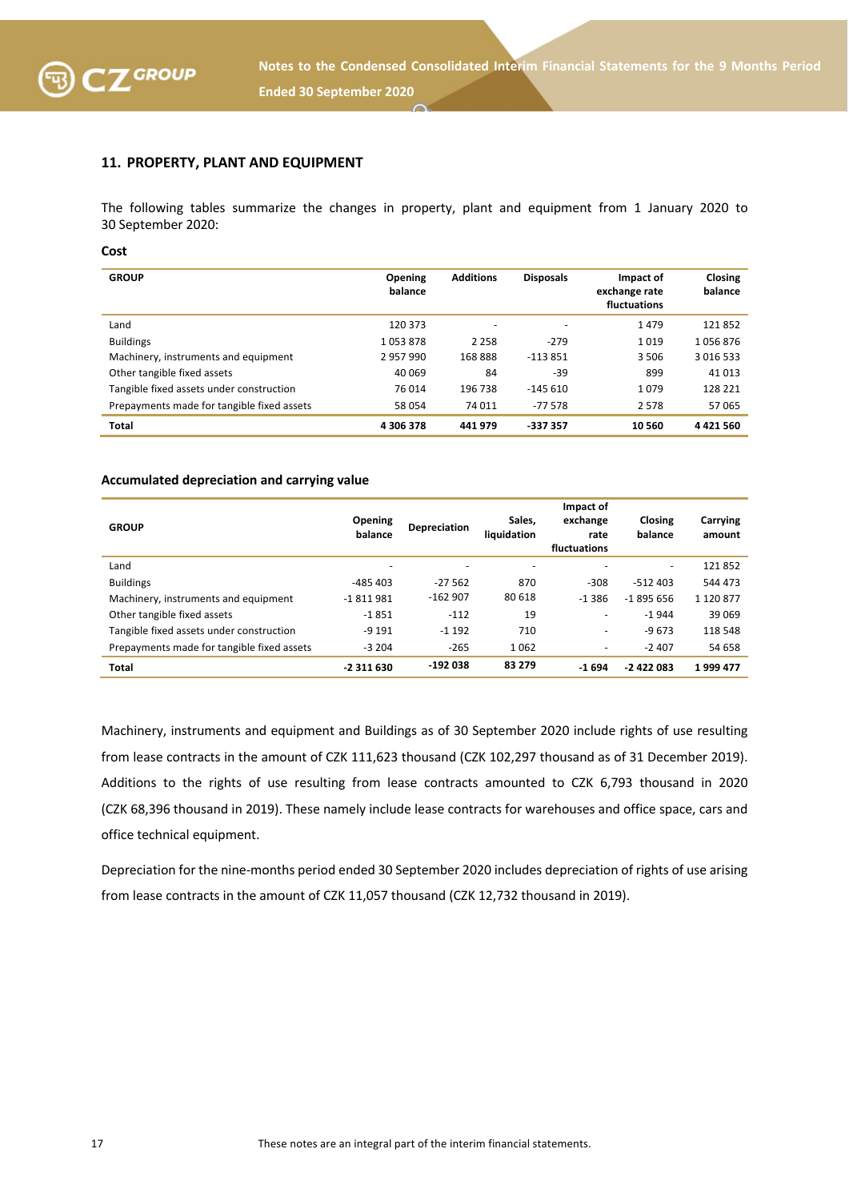## 11. PROPERTY, PLANT AND EQUIPMENT

The following tables summarize the changes in property, plant and equipment from 1 January 2020 to 30 September 2020:

**Cost**

| GROUP | Opening balance | Additions | Disposals | Impact of exchange rate fluctuations | Closing balance |
|---|---|---|---|---|---|
| Land | 120 373 | - | - | 1 479 | 121 852 |
| Buildings | 1 053 878 | 2 258 | -279 | 1 019 | 1 056 876 |
| Machinery, instruments and equipment | 2 957 990 | 168 888 | -113 851 | 3 506 | 3 016 533 |
| Other tangible fixed assets | 40 069 | 84 | -39 | 899 | 41 013 |
| Tangible fixed assets under construction | 76 014 | 196 738 | -145 610 | 1 079 | 128 221 |
| Prepayments made for tangible fixed assets | 58 054 | 74 011 | -77 578 | 2 578 | 57 065 |
| **Total** | **4 306 378** | **441 979** | **-337 357** | **10 560** | **4 421 560** |

**Accumulated depreciation and carrying value**

| GROUP | Opening balance | Depreciation | Sales, liquidation | Impact of exchange rate fluctuations | Closing balance | Carrying amount |
|---|---|---|---|---|---|---|
| Land | - | - | - | - | - | 121 852 |
| Buildings | -485 403 | -27 562 | 870 | -308 | -512 403 | 544 473 |
| Machinery, instruments and equipment | -1 811 981 | -162 907 | 80 618 | -1 386 | -1 895 656 | 1 120 877 |
| Other tangible fixed assets | -1 851 | -112 | 19 | - | -1 944 | 39 069 |
| Tangible fixed assets under construction | -9 191 | -1 192 | 710 | - | -9 673 | 118 548 |
| Prepayments made for tangible fixed assets | -3 204 | -265 | 1 062 | - | -2 407 | 54 658 |
| **Total** | **-2 311 630** | **-192 038** | **83 279** | **-1 694** | **-2 422 083** | **1 999 477** |

Machinery, instruments and equipment and Buildings as of 30 September 2020 include rights of use resulting from lease contracts in the amount of CZK 111,623 thousand (CZK 102,297 thousand as of 31 December 2019). Additions to the rights of use resulting from lease contracts amounted to CZK 6,793 thousand in 2020 (CZK 68,396 thousand in 2019). These namely include lease contracts for warehouses and office space, cars and office technical equipment.

Depreciation for the nine-months period ended 30 September 2020 includes depreciation of rights of use arising from lease contracts in the amount of CZK 11,057 thousand (CZK 12,732 thousand in 2019).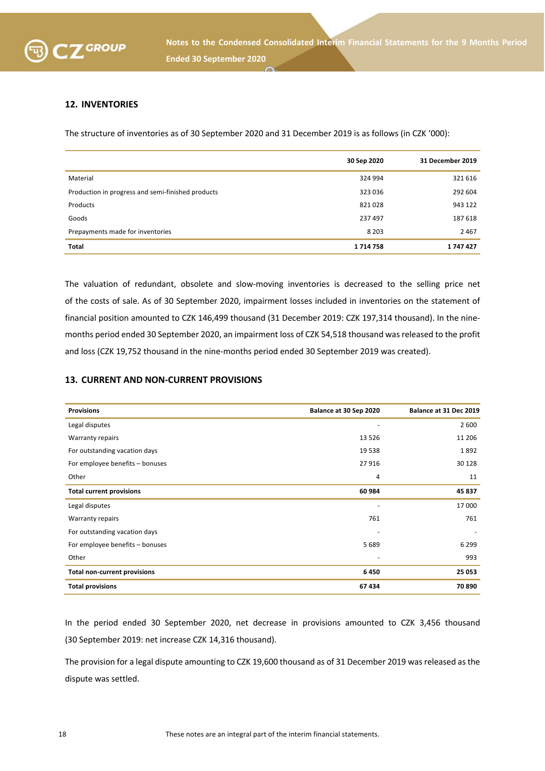## 12. INVENTORIES

The structure of inventories as of 30 September 2020 and 31 December 2019 is as follows (in CZK '000):

| | 30 Sep 2020 | 31 December 2019 |
|---|---|---|
| Material | 324 994 | 321 616 |
| Production in progress and semi-finished products | 323 036 | 292 604 |
| Products | 821 028 | 943 122 |
| Goods | 237 497 | 187 618 |
| Prepayments made for inventories | 8 203 | 2 467 |
| **Total** | **1 714 758** | **1 747 427** |

The valuation of redundant, obsolete and slow-moving inventories is decreased to the selling price net of the costs of sale. As of 30 September 2020, impairment losses included in inventories on the statement of financial position amounted to CZK 146,499 thousand (31 December 2019: CZK 197,314 thousand). In the nine-months period ended 30 September 2020, an impairment loss of CZK 54,518 thousand was released to the profit and loss (CZK 19,752 thousand in the nine-months period ended 30 September 2019 was created).

## 13. CURRENT AND NON-CURRENT PROVISIONS

| Provisions | Balance at 30 Sep 2020 | Balance at 31 Dec 2019 |
|---|---|---|
| Legal disputes | - | 2 600 |
| Warranty repairs | 13 526 | 11 206 |
| For outstanding vacation days | 19 538 | 1 892 |
| For employee benefits – bonuses | 27 916 | 30 128 |
| Other | 4 | 11 |
| **Total current provisions** | **60 984** | **45 837** |
| Legal disputes | - | 17 000 |
| Warranty repairs | 761 | 761 |
| For outstanding vacation days | - | - |
| For employee benefits – bonuses | 5 689 | 6 299 |
| Other | - | 993 |
| **Total non-current provisions** | **6 450** | **25 053** |
| **Total provisions** | **67 434** | **70 890** |

In the period ended 30 September 2020, net decrease in provisions amounted to CZK 3,456 thousand (30 September 2019: net increase CZK 14,316 thousand).

The provision for a legal dispute amounting to CZK 19,600 thousand as of 31 December 2019 was released as the dispute was settled.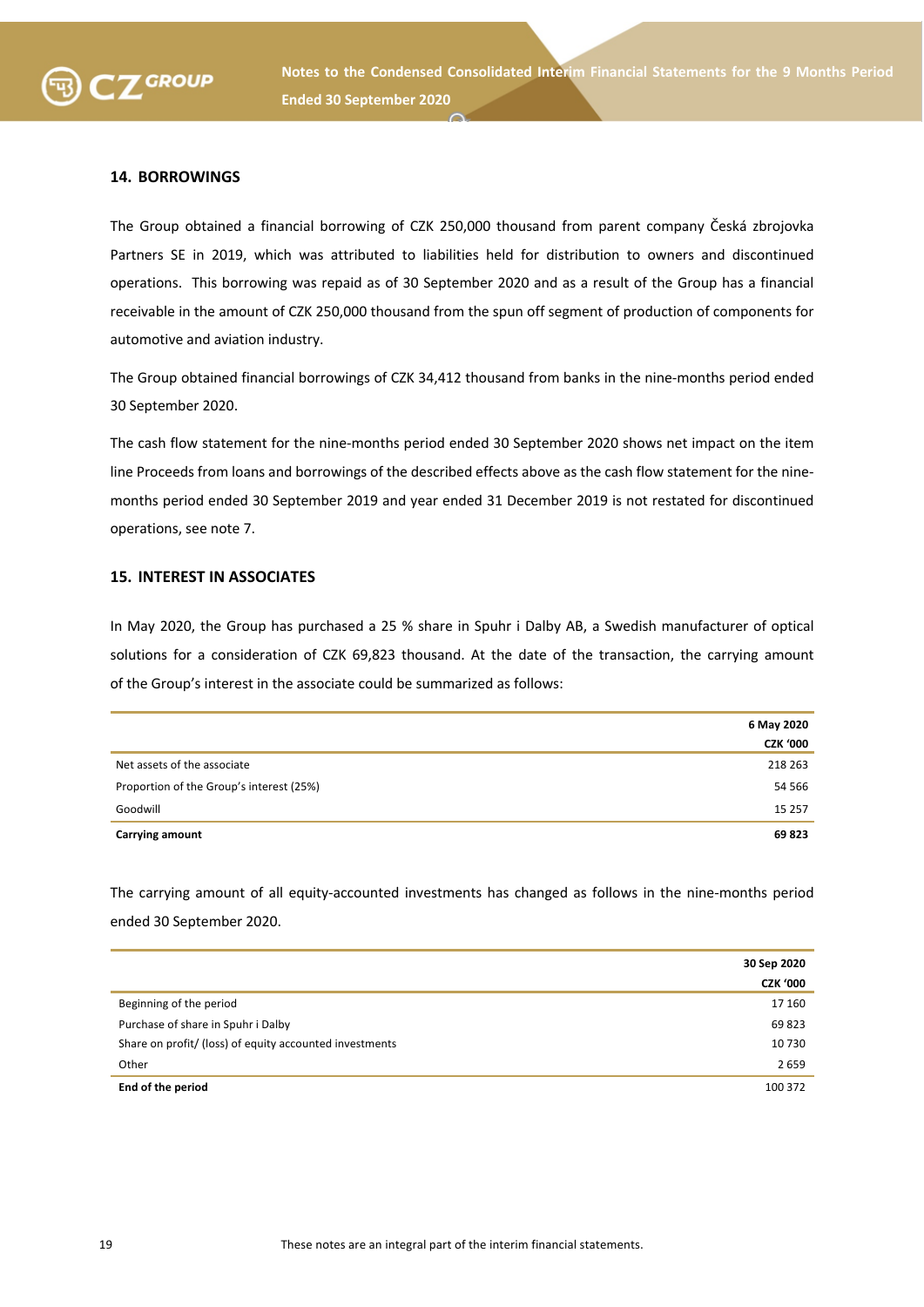## 14. BORROWINGS

The Group obtained a financial borrowing of CZK 250,000 thousand from parent company Česká zbrojovka Partners SE in 2019, which was attributed to liabilities held for distribution to owners and discontinued operations. This borrowing was repaid as of 30 September 2020 and as a result of the Group has a financial receivable in the amount of CZK 250,000 thousand from the spun off segment of production of components for automotive and aviation industry.

The Group obtained financial borrowings of CZK 34,412 thousand from banks in the nine-months period ended 30 September 2020.

The cash flow statement for the nine-months period ended 30 September 2020 shows net impact on the item line Proceeds from loans and borrowings of the described effects above as the cash flow statement for the nine-months period ended 30 September 2019 and year ended 31 December 2019 is not restated for discontinued operations, see note 7.

## 15. INTEREST IN ASSOCIATES

In May 2020, the Group has purchased a 25 % share in Spuhr i Dalby AB, a Swedish manufacturer of optical solutions for a consideration of CZK 69,823 thousand. At the date of the transaction, the carrying amount of the Group's interest in the associate could be summarized as follows:

| | **6 May 2020** |
|---|---|
| | **CZK '000** |
| Net assets of the associate | 218 263 |
| Proportion of the Group's interest (25%) | 54 566 |
| Goodwill | 15 257 |
| **Carrying amount** | **69 823** |

The carrying amount of all equity-accounted investments has changed as follows in the nine-months period ended 30 September 2020.

| | **30 Sep 2020** |
|---|---|
| | **CZK '000** |
| Beginning of the period | 17 160 |
| Purchase of share in Spuhr i Dalby | 69 823 |
| Share on profit/ (loss) of equity accounted investments | 10 730 |
| Other | 2 659 |
| **End of the period** | 100 372 |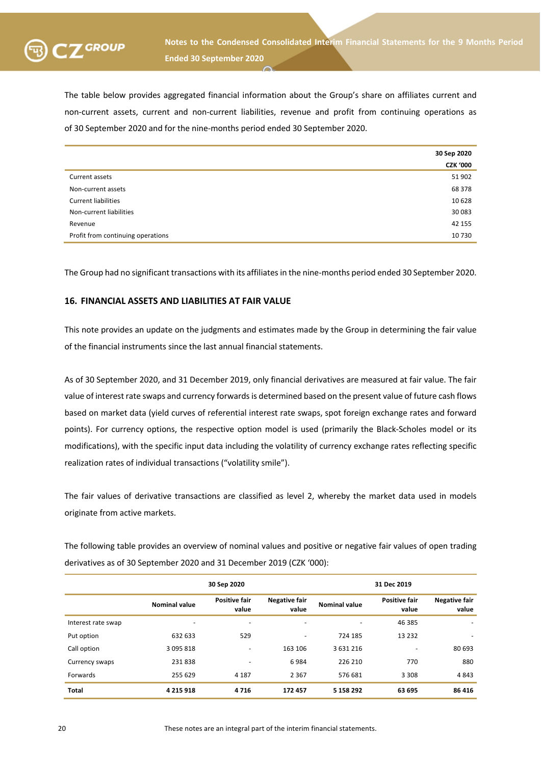The table below provides aggregated financial information about the Group's share on affiliates current and non-current assets, current and non-current liabilities, revenue and profit from continuing operations as of 30 September 2020 and for the nine-months period ended 30 September 2020.

| | 30 Sep 2020 |
|---|---|
| | CZK '000 |
| Current assets | 51 902 |
| Non-current assets | 68 378 |
| Current liabilities | 10 628 |
| Non-current liabilities | 30 083 |
| Revenue | 42 155 |
| Profit from continuing operations | 10 730 |

The Group had no significant transactions with its affiliates in the nine-months period ended 30 September 2020.

## 16. FINANCIAL ASSETS AND LIABILITIES AT FAIR VALUE

This note provides an update on the judgments and estimates made by the Group in determining the fair value of the financial instruments since the last annual financial statements.

As of 30 September 2020, and 31 December 2019, only financial derivatives are measured at fair value. The fair value of interest rate swaps and currency forwards is determined based on the present value of future cash flows based on market data (yield curves of referential interest rate swaps, spot foreign exchange rates and forward points). For currency options, the respective option model is used (primarily the Black-Scholes model or its modifications), with the specific input data including the volatility of currency exchange rates reflecting specific realization rates of individual transactions ("volatility smile").

The fair values of derivative transactions are classified as level 2, whereby the market data used in models originate from active markets.

The following table provides an overview of nominal values and positive or negative fair values of open trading derivatives as of 30 September 2020 and 31 December 2019 (CZK '000):

| | 30 Sep 2020 | | | 31 Dec 2019 | | |
|---|---|---|---|---|---|---|
| | Nominal value | Positive fair value | Negative fair value | Nominal value | Positive fair value | Negative fair value |
| Interest rate swap | - | - | - | - | 46 385 | - |
| Put option | 632 633 | 529 | - | 724 185 | 13 232 | - |
| Call option | 3 095 818 | - | 163 106 | 3 631 216 | - | 80 693 |
| Currency swaps | 231 838 | - | 6 984 | 226 210 | 770 | 880 |
| Forwards | 255 629 | 4 187 | 2 367 | 576 681 | 3 308 | 4 843 |
| **Total** | **4 215 918** | **4 716** | **172 457** | **5 158 292** | **63 695** | **86 416** |

These notes are an integral part of the interim financial statements.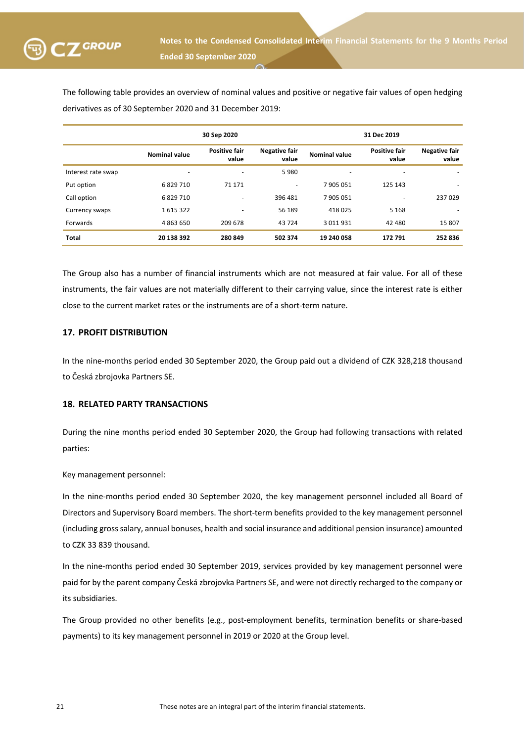The following table provides an overview of nominal values and positive or negative fair values of open hedging derivatives as of 30 September 2020 and 31 December 2019:

| | 30 Sep 2020 | | | 31 Dec 2019 | | |
|---|---|---|---|---|---|---|
| | **Nominal value** | **Positive fair value** | **Negative fair value** | **Nominal value** | **Positive fair value** | **Negative fair value** |
| Interest rate swap | - | - | 5 980 | - | - | - |
| Put option | 6 829 710 | 71 171 | - | 7 905 051 | 125 143 | - |
| Call option | 6 829 710 | - | 396 481 | 7 905 051 | - | 237 029 |
| Currency swaps | 1 615 322 | - | 56 189 | 418 025 | 5 168 | - |
| Forwards | 4 863 650 | 209 678 | 43 724 | 3 011 931 | 42 480 | 15 807 |
| **Total** | **20 138 392** | **280 849** | **502 374** | **19 240 058** | **172 791** | **252 836** |

The Group also has a number of financial instruments which are not measured at fair value. For all of these instruments, the fair values are not materially different to their carrying value, since the interest rate is either close to the current market rates or the instruments are of a short-term nature.

## 17. PROFIT DISTRIBUTION

In the nine-months period ended 30 September 2020, the Group paid out a dividend of CZK 328,218 thousand to Česká zbrojovka Partners SE.

## 18. RELATED PARTY TRANSACTIONS

During the nine months period ended 30 September 2020, the Group had following transactions with related parties:

Key management personnel:

In the nine-months period ended 30 September 2020, the key management personnel included all Board of Directors and Supervisory Board members. The short-term benefits provided to the key management personnel (including gross salary, annual bonuses, health and social insurance and additional pension insurance) amounted to CZK 33 839 thousand.

In the nine-months period ended 30 September 2019, services provided by key management personnel were paid for by the parent company Česká zbrojovka Partners SE, and were not directly recharged to the company or its subsidiaries.

The Group provided no other benefits (e.g., post-employment benefits, termination benefits or share-based payments) to its key management personnel in 2019 or 2020 at the Group level.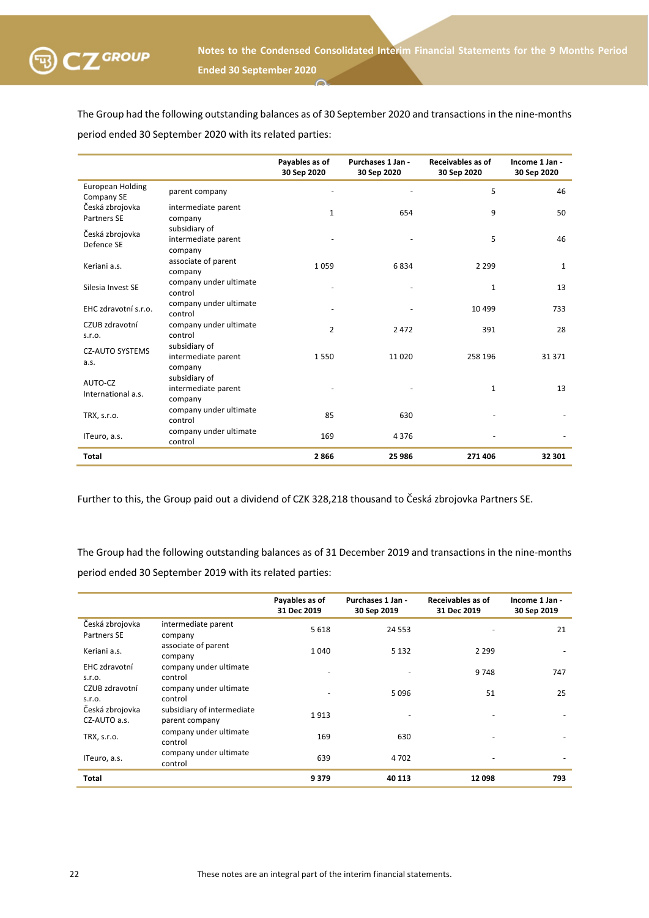The Group had the following outstanding balances as of 30 September 2020 and transactions in the nine-months period ended 30 September 2020 with its related parties:

| | | Payables as of 30 Sep 2020 | Purchases 1 Jan - 30 Sep 2020 | Receivables as of 30 Sep 2020 | Income 1 Jan - 30 Sep 2020 |
|---|---|---|---|---|---|
| European Holding Company SE | parent company | - | - | 5 | 46 |
| Česká zbrojovka Partners SE | intermediate parent company | 1 | 654 | 9 | 50 |
| Česká zbrojovka Defence SE | subsidiary of intermediate parent company | - | - | 5 | 46 |
| Keriani a.s. | associate of parent company | 1 059 | 6 834 | 2 299 | 1 |
| Silesia Invest SE | company under ultimate control | - | - | 1 | 13 |
| EHC zdravotní s.r.o. | company under ultimate control | - | - | 10 499 | 733 |
| CZUB zdravotní s.r.o. | company under ultimate control | 2 | 2 472 | 391 | 28 |
| CZ-AUTO SYSTEMS a.s. | subsidiary of intermediate parent company | 1 550 | 11 020 | 258 196 | 31 371 |
| AUTO-CZ International a.s. | subsidiary of intermediate parent company | - | - | 1 | 13 |
| TRX, s.r.o. | company under ultimate control | 85 | 630 | - | - |
| ITeuro, a.s. | company under ultimate control | 169 | 4 376 | - | - |
| **Total** | | **2 866** | **25 986** | **271 406** | **32 301** |

Further to this, the Group paid out a dividend of CZK 328,218 thousand to Česká zbrojovka Partners SE.

The Group had the following outstanding balances as of 31 December 2019 and transactions in the nine-months period ended 30 September 2019 with its related parties:

| | | Payables as of 31 Dec 2019 | Purchases 1 Jan - 30 Sep 2019 | Receivables as of 31 Dec 2019 | Income 1 Jan - 30 Sep 2019 |
|---|---|---|---|---|---|
| Česká zbrojovka Partners SE | intermediate parent company | 5 618 | 24 553 | - | 21 |
| Keriani a.s. | associate of parent company | 1 040 | 5 132 | 2 299 | - |
| EHC zdravotní s.r.o. | company under ultimate control | - | - | 9 748 | 747 |
| CZUB zdravotní s.r.o. | company under ultimate control | - | 5 096 | 51 | 25 |
| Česká zbrojovka CZ-AUTO a.s. | subsidiary of intermediate parent company | 1 913 | - | - | - |
| TRX, s.r.o. | company under ultimate control | 169 | 630 | - | - |
| ITeuro, a.s. | company under ultimate control | 639 | 4 702 | - | - |
| **Total** | | **9 379** | **40 113** | **12 098** | **793** |

These notes are an integral part of the interim financial statements.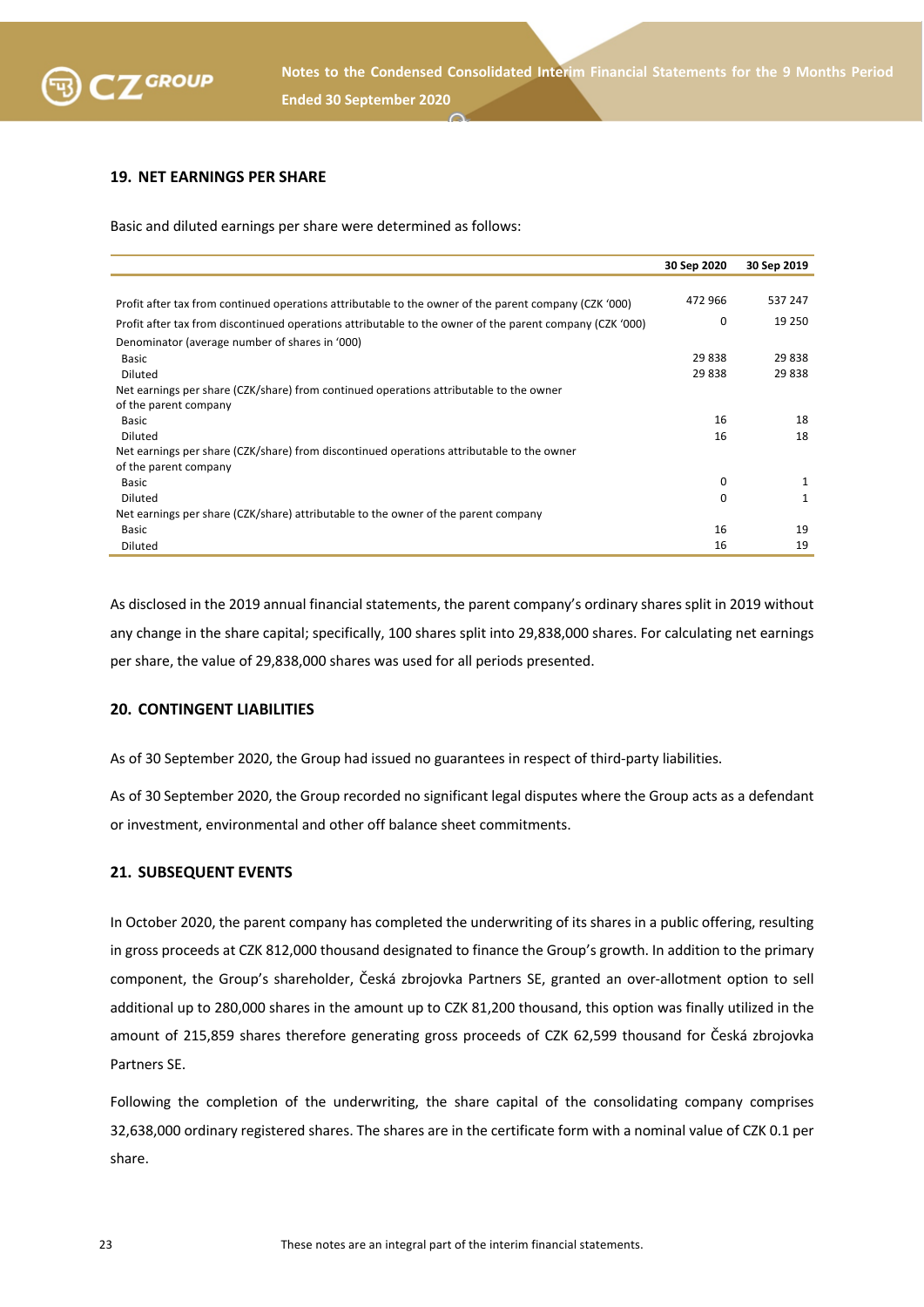## 19. NET EARNINGS PER SHARE

Basic and diluted earnings per share were determined as follows:

| | 30 Sep 2020 | 30 Sep 2019 |
|---|---|---|
| Profit after tax from continued operations attributable to the owner of the parent company (CZK '000) | 472 966 | 537 247 |
| Profit after tax from discontinued operations attributable to the owner of the parent company (CZK '000) | 0 | 19 250 |
| Denominator (average number of shares in '000) | | |
| Basic | 29 838 | 29 838 |
| Diluted | 29 838 | 29 838 |
| Net earnings per share (CZK/share) from continued operations attributable to the owner of the parent company | | |
| Basic | 16 | 18 |
| Diluted | 16 | 18 |
| Net earnings per share (CZK/share) from discontinued operations attributable to the owner of the parent company | | |
| Basic | 0 | 1 |
| Diluted | 0 | 1 |
| Net earnings per share (CZK/share) attributable to the owner of the parent company | | |
| Basic | 16 | 19 |
| Diluted | 16 | 19 |

As disclosed in the 2019 annual financial statements, the parent company's ordinary shares split in 2019 without any change in the share capital; specifically, 100 shares split into 29,838,000 shares. For calculating net earnings per share, the value of 29,838,000 shares was used for all periods presented.

## 20. CONTINGENT LIABILITIES

As of 30 September 2020, the Group had issued no guarantees in respect of third-party liabilities.

As of 30 September 2020, the Group recorded no significant legal disputes where the Group acts as a defendant or investment, environmental and other off balance sheet commitments.

## 21. SUBSEQUENT EVENTS

In October 2020, the parent company has completed the underwriting of its shares in a public offering, resulting in gross proceeds at CZK 812,000 thousand designated to finance the Group's growth. In addition to the primary component, the Group's shareholder, Česká zbrojovka Partners SE, granted an over-allotment option to sell additional up to 280,000 shares in the amount up to CZK 81,200 thousand, this option was finally utilized in the amount of 215,859 shares therefore generating gross proceeds of CZK 62,599 thousand for Česká zbrojovka Partners SE.

Following the completion of the underwriting, the share capital of the consolidating company comprises 32,638,000 ordinary registered shares. The shares are in the certificate form with a nominal value of CZK 0.1 per share.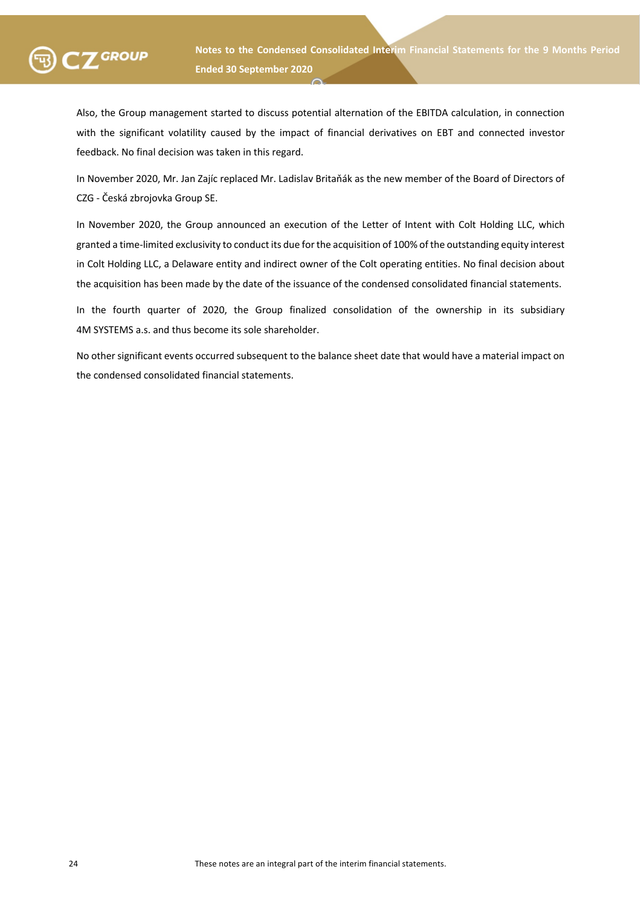Also, the Group management started to discuss potential alternation of the EBITDA calculation, in connection with the significant volatility caused by the impact of financial derivatives on EBT and connected investor feedback. No final decision was taken in this regard.

In November 2020, Mr. Jan Zajíc replaced Mr. Ladislav Britaňák as the new member of the Board of Directors of CZG - Česká zbrojovka Group SE.

In November 2020, the Group announced an execution of the Letter of Intent with Colt Holding LLC, which granted a time-limited exclusivity to conduct its due for the acquisition of 100% of the outstanding equity interest in Colt Holding LLC, a Delaware entity and indirect owner of the Colt operating entities. No final decision about the acquisition has been made by the date of the issuance of the condensed consolidated financial statements.

In the fourth quarter of 2020, the Group finalized consolidation of the ownership in its subsidiary 4M SYSTEMS a.s. and thus become its sole shareholder.

No other significant events occurred subsequent to the balance sheet date that would have a material impact on the condensed consolidated financial statements.